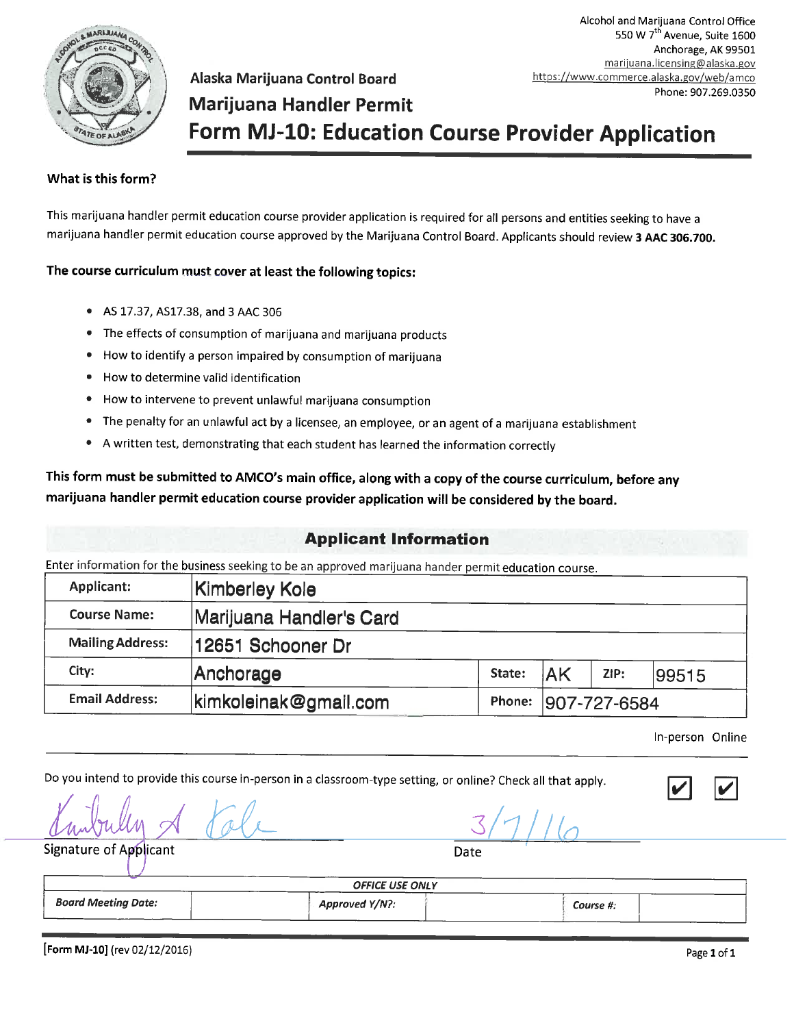Alcohol and Marijuana Control Office
550 W 7th Avenue, Suite 1600
Anchorage, AK 99501
marijuana.licensing@alaska.gov
https://www.commerce.alaska.gov/web/amco
Phone: 907.269.0350

Alaska Marijuana Control Board

# Marijuana Handler Permit

# Form MJ-10: Education Course Provider Application

**What is this form?**

This marijuana handler permit education course provider application is required for all persons and entities seeking to have a marijuana handler permit education course approved by the Marijuana Control Board. Applicants should review **3 AAC 306.700.**

**The course curriculum must cover at least the following topics:**

- AS 17.37, AS17.38, and 3 AAC 306
- The effects of consumption of marijuana and marijuana products
- How to identify a person impaired by consumption of marijuana
- How to determine valid identification
- How to intervene to prevent unlawful marijuana consumption
- The penalty for an unlawful act by a licensee, an employee, or an agent of a marijuana establishment
- A written test, demonstrating that each student has learned the information correctly

**This form must be submitted to AMCO's main office, along with a copy of the course curriculum, before any marijuana handler permit education course provider application will be considered by the board.**

## Applicant Information

Enter information for the business seeking to be an approved marijuana hander permit education course.

| | | | | | |
|---|---|---|---|---|---|
| **Applicant:** | Kimberley Kole | | | | |
| **Course Name:** | Marijuana Handler's Card | | | | |
| **Mailing Address:** | 12651 Schooner Dr | | | | |
| **City:** | Anchorage | **State:** | AK | **ZIP:** | 99515 |
| **Email Address:** | kimkoleinak@gmail.com | **Phone:** | 907-727-6584 | | |

| | In-person | Online |
|---|---|---|
| Do you intend to provide this course in-person in a classroom-type setting, or online? Check all that apply. | ☑ | ☑ |

Signature of Applicant: *Kimberley A Kole*    Date: 3/7/16

| *OFFICE USE ONLY* | | | | | |
|---|---|---|---|---|---|
| ***Board Meeting Date:*** | | ***Approved Y/N?:*** | | ***Course #:*** | |

[Form MJ-10] (rev 02/12/2016)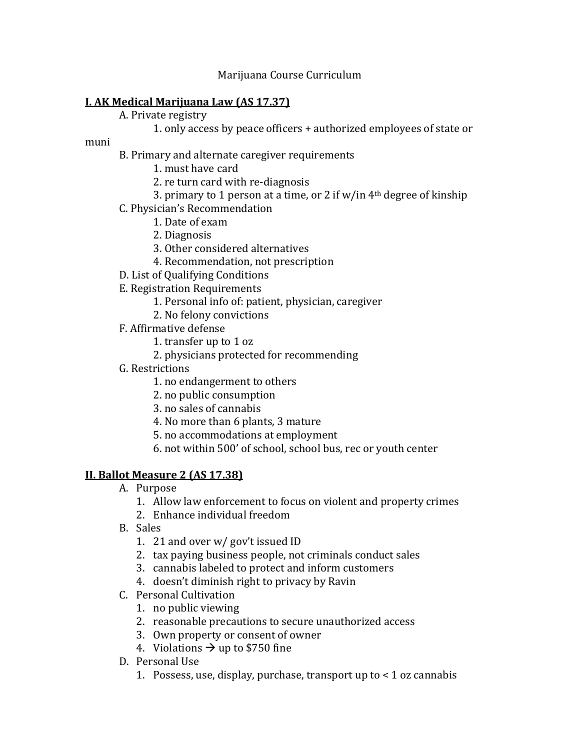Marijuana Course Curriculum

**I. AK Medical Marijuana Law (AS 17.37)**

- A. Private registry
  1. only access by peace officers + authorized employees of state or muni
- B. Primary and alternate caregiver requirements
  1. must have card
  2. re turn card with re-diagnosis
  3. primary to 1 person at a time, or 2 if w/in 4th degree of kinship
- C. Physician's Recommendation
  1. Date of exam
  2. Diagnosis
  3. Other considered alternatives
  4. Recommendation, not prescription
- D. List of Qualifying Conditions
- E. Registration Requirements
  1. Personal info of: patient, physician, caregiver
  2. No felony convictions
- F. Affirmative defense
  1. transfer up to 1 oz
  2. physicians protected for recommending
- G. Restrictions
  1. no endangerment to others
  2. no public consumption
  3. no sales of cannabis
  4. No more than 6 plants, 3 mature
  5. no accommodations at employment
  6. not within 500' of school, school bus, rec or youth center

**II. Ballot Measure 2 (AS 17.38)**

- A. Purpose
  1. Allow law enforcement to focus on violent and property crimes
  2. Enhance individual freedom
- B. Sales
  1. 21 and over w/ gov't issued ID
  2. tax paying business people, not criminals conduct sales
  3. cannabis labeled to protect and inform customers
  4. doesn't diminish right to privacy by Ravin
- C. Personal Cultivation
  1. no public viewing
  2. reasonable precautions to secure unauthorized access
  3. Own property or consent of owner
  4. Violations → up to $750 fine
- D. Personal Use
  1. Possess, use, display, purchase, transport up to < 1 oz cannabis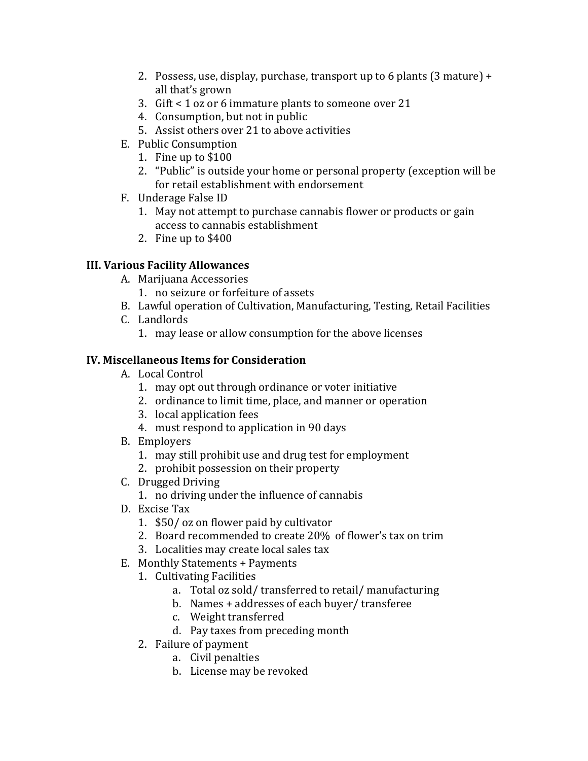2. Possess, use, display, purchase, transport up to 6 plants (3 mature) + all that's grown
3. Gift < 1 oz or 6 immature plants to someone over 21
4. Consumption, but not in public
5. Assist others over 21 to above activities

E. Public Consumption
   1. Fine up to $100
   2. "Public" is outside your home or personal property (exception will be for retail establishment with endorsement

F. Underage False ID
   1. May not attempt to purchase cannabis flower or products or gain access to cannabis establishment
   2. Fine up to $400

**III. Various Facility Allowances**

A. Marijuana Accessories
   1. no seizure or forfeiture of assets

B. Lawful operation of Cultivation, Manufacturing, Testing, Retail Facilities

C. Landlords
   1. may lease or allow consumption for the above licenses

**IV. Miscellaneous Items for Consideration**

A. Local Control
   1. may opt out through ordinance or voter initiative
   2. ordinance to limit time, place, and manner or operation
   3. local application fees
   4. must respond to application in 90 days

B. Employers
   1. may still prohibit use and drug test for employment
   2. prohibit possession on their property

C. Drugged Driving
   1. no driving under the influence of cannabis

D. Excise Tax
   1. $50/ oz on flower paid by cultivator
   2. Board recommended to create 20% of flower's tax on trim
   3. Localities may create local sales tax

E. Monthly Statements + Payments
   1. Cultivating Facilities
      a. Total oz sold/ transferred to retail/ manufacturing
      b. Names + addresses of each buyer/ transferee
      c. Weight transferred
      d. Pay taxes from preceding month
   2. Failure of payment
      a. Civil penalties
      b. License may be revoked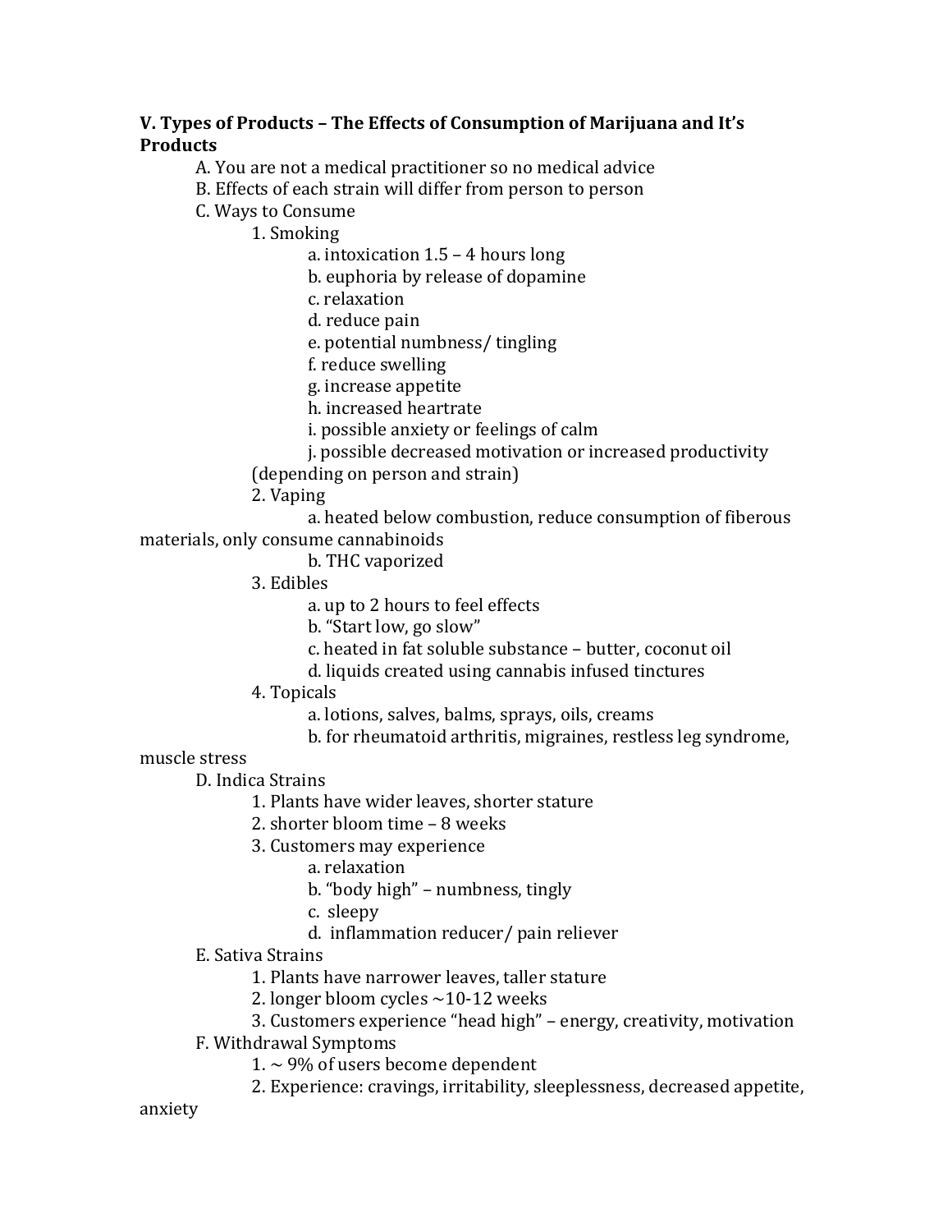**V. Types of Products – The Effects of Consumption of Marijuana and It's Products**

- A. You are not a medical practitioner so no medical advice
- B. Effects of each strain will differ from person to person
- C. Ways to Consume
  - 1. Smoking
    - a. intoxication 1.5 – 4 hours long
    - b. euphoria by release of dopamine
    - c. relaxation
    - d. reduce pain
    - e. potential numbness/ tingling
    - f. reduce swelling
    - g. increase appetite
    - h. increased heartrate
    - i. possible anxiety or feelings of calm
    - j. possible decreased motivation or increased productivity

    (depending on person and strain)
  - 2. Vaping
    - a. heated below combustion, reduce consumption of fiberous materials, only consume cannabinoids
    - b. THC vaporized
  - 3. Edibles
    - a. up to 2 hours to feel effects
    - b. "Start low, go slow"
    - c. heated in fat soluble substance – butter, coconut oil
    - d. liquids created using cannabis infused tinctures
  - 4. Topicals
    - a. lotions, salves, balms, sprays, oils, creams
    - b. for rheumatoid arthritis, migraines, restless leg syndrome, muscle stress
- D. Indica Strains
  - 1. Plants have wider leaves, shorter stature
  - 2. shorter bloom time – 8 weeks
  - 3. Customers may experience
    - a. relaxation
    - b. "body high" – numbness, tingly
    - c. sleepy
    - d. inflammation reducer/ pain reliever
- E. Sativa Strains
  - 1. Plants have narrower leaves, taller stature
  - 2. longer bloom cycles ~10-12 weeks
  - 3. Customers experience "head high" – energy, creativity, motivation
- F. Withdrawal Symptoms
  - 1. ~ 9% of users become dependent
  - 2. Experience: cravings, irritability, sleeplessness, decreased appetite, anxiety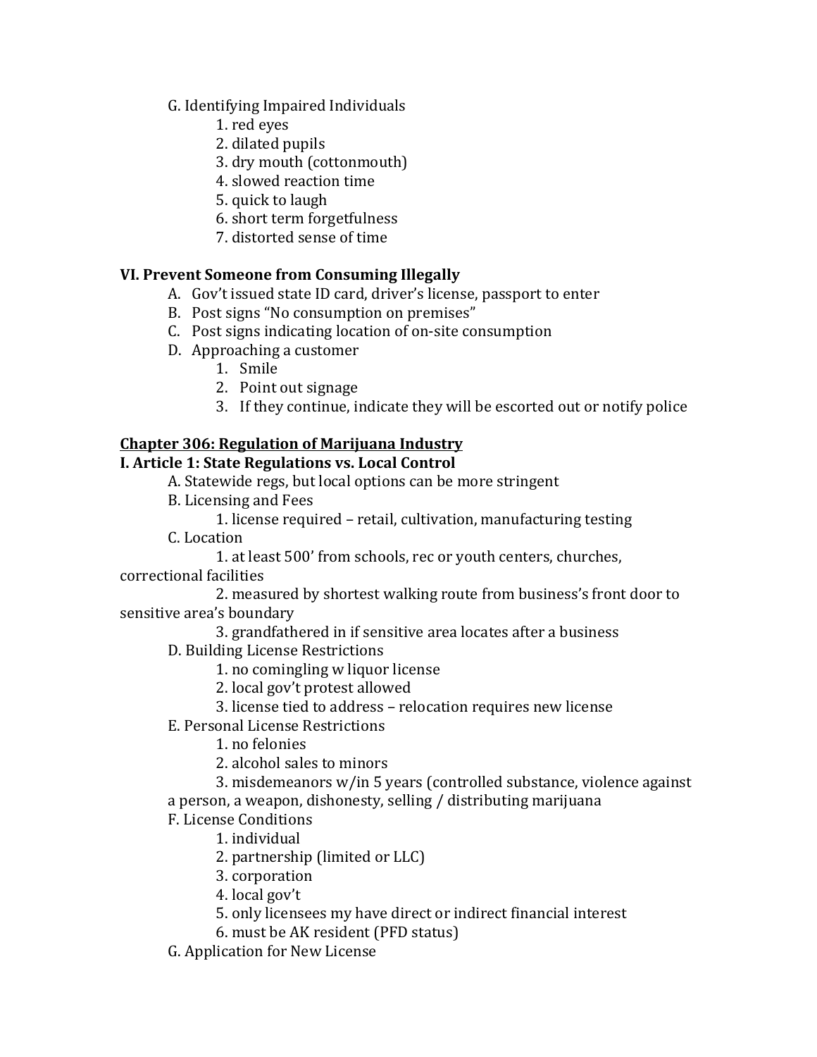G. Identifying Impaired Individuals

1. red eyes
2. dilated pupils
3. dry mouth (cottonmouth)
4. slowed reaction time
5. quick to laugh
6. short term forgetfulness
7. distorted sense of time

**VI. Prevent Someone from Consuming Illegally**

A. Gov't issued state ID card, driver's license, passport to enter

B. Post signs "No consumption on premises"

C. Post signs indicating location of on-site consumption

D. Approaching a customer

1. Smile
2. Point out signage
3. If they continue, indicate they will be escorted out or notify police

**<u>Chapter 306: Regulation of Marijuana Industry</u>**

**I. Article 1: State Regulations vs. Local Control**

A. Statewide regs, but local options can be more stringent

B. Licensing and Fees

1. license required – retail, cultivation, manufacturing testing

C. Location

1. at least 500' from schools, rec or youth centers, churches, correctional facilities
2. measured by shortest walking route from business's front door to sensitive area's boundary
3. grandfathered in if sensitive area locates after a business

D. Building License Restrictions

1. no comingling w liquor license
2. local gov't protest allowed
3. license tied to address – relocation requires new license

E. Personal License Restrictions

1. no felonies
2. alcohol sales to minors
3. misdemeanors w/in 5 years (controlled substance, violence against a person, a weapon, dishonesty, selling / distributing marijuana

F. License Conditions

1. individual
2. partnership (limited or LLC)
3. corporation
4. local gov't
5. only licensees my have direct or indirect financial interest
6. must be AK resident (PFD status)

G. Application for New License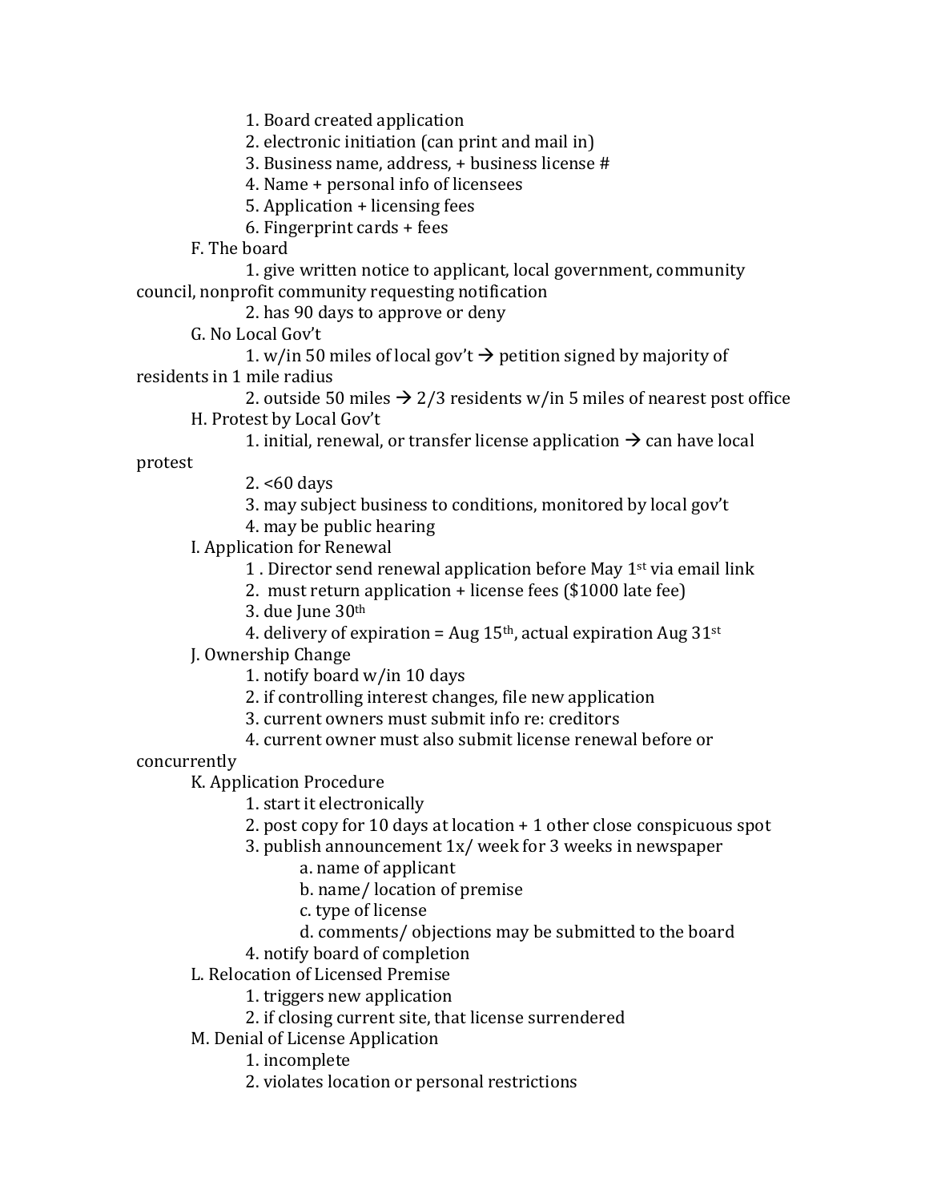1. Board created application
2. electronic initiation (can print and mail in)
3. Business name, address, + business license #
4. Name + personal info of licensees
5. Application + licensing fees
6. Fingerprint cards + fees

F. The board

1. give written notice to applicant, local government, community council, nonprofit community requesting notification
2. has 90 days to approve or deny

G. No Local Gov't

1. w/in 50 miles of local gov't → petition signed by majority of residents in 1 mile radius
2. outside 50 miles → 2/3 residents w/in 5 miles of nearest post office

H. Protest by Local Gov't

1. initial, renewal, or transfer license application → can have local protest
2. <60 days
3. may subject business to conditions, monitored by local gov't
4. may be public hearing

I. Application for Renewal

1. Director send renewal application before May 1st via email link
2. must return application + license fees ($1000 late fee)
3. due June 30th
4. delivery of expiration = Aug 15th, actual expiration Aug 31st

J. Ownership Change

1. notify board w/in 10 days
2. if controlling interest changes, file new application
3. current owners must submit info re: creditors
4. current owner must also submit license renewal before or concurrently

K. Application Procedure

1. start it electronically
2. post copy for 10 days at location + 1 other close conspicuous spot
3. publish announcement 1x/ week for 3 weeks in newspaper
   a. name of applicant
   b. name/ location of premise
   c. type of license
   d. comments/ objections may be submitted to the board
4. notify board of completion

L. Relocation of Licensed Premise

1. triggers new application
2. if closing current site, that license surrendered

M. Denial of License Application

1. incomplete
2. violates location or personal restrictions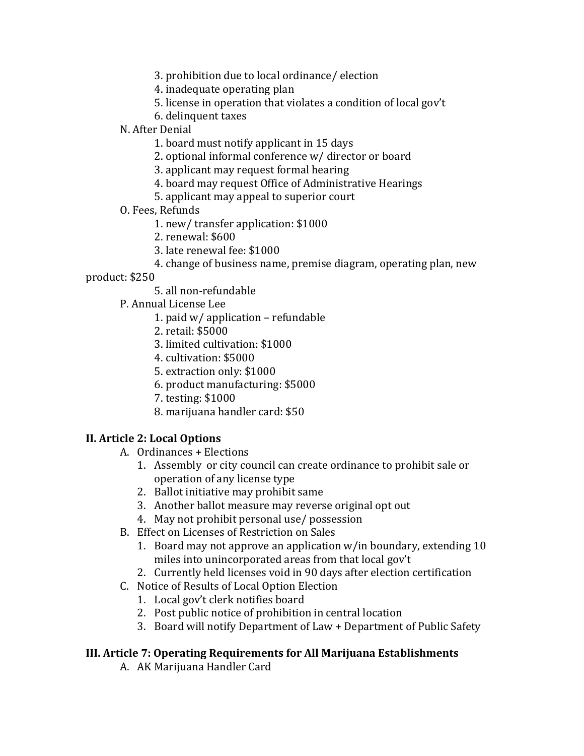3. prohibition due to local ordinance/ election
4. inadequate operating plan
5. license in operation that violates a condition of local gov't
6. delinquent taxes

N. After Denial

1. board must notify applicant in 15 days
2. optional informal conference w/ director or board
3. applicant may request formal hearing
4. board may request Office of Administrative Hearings
5. applicant may appeal to superior court

O. Fees, Refunds

1. new/ transfer application: $1000
2. renewal: $600
3. late renewal fee: $1000
4. change of business name, premise diagram, operating plan, new product: $250
5. all non-refundable

P. Annual License Lee

1. paid w/ application – refundable
2. retail: $5000
3. limited cultivation: $1000
4. cultivation: $5000
5. extraction only: $1000
6. product manufacturing: $5000
7. testing: $1000
8. marijuana handler card: $50

## II. Article 2: Local Options

A. Ordinances + Elections

1. Assembly or city council can create ordinance to prohibit sale or operation of any license type
2. Ballot initiative may prohibit same
3. Another ballot measure may reverse original opt out
4. May not prohibit personal use/ possession

B. Effect on Licenses of Restriction on Sales

1. Board may not approve an application w/in boundary, extending 10 miles into unincorporated areas from that local gov't
2. Currently held licenses void in 90 days after election certification

C. Notice of Results of Local Option Election

1. Local gov't clerk notifies board
2. Post public notice of prohibition in central location
3. Board will notify Department of Law + Department of Public Safety

## III. Article 7: Operating Requirements for All Marijuana Establishments

A. AK Marijuana Handler Card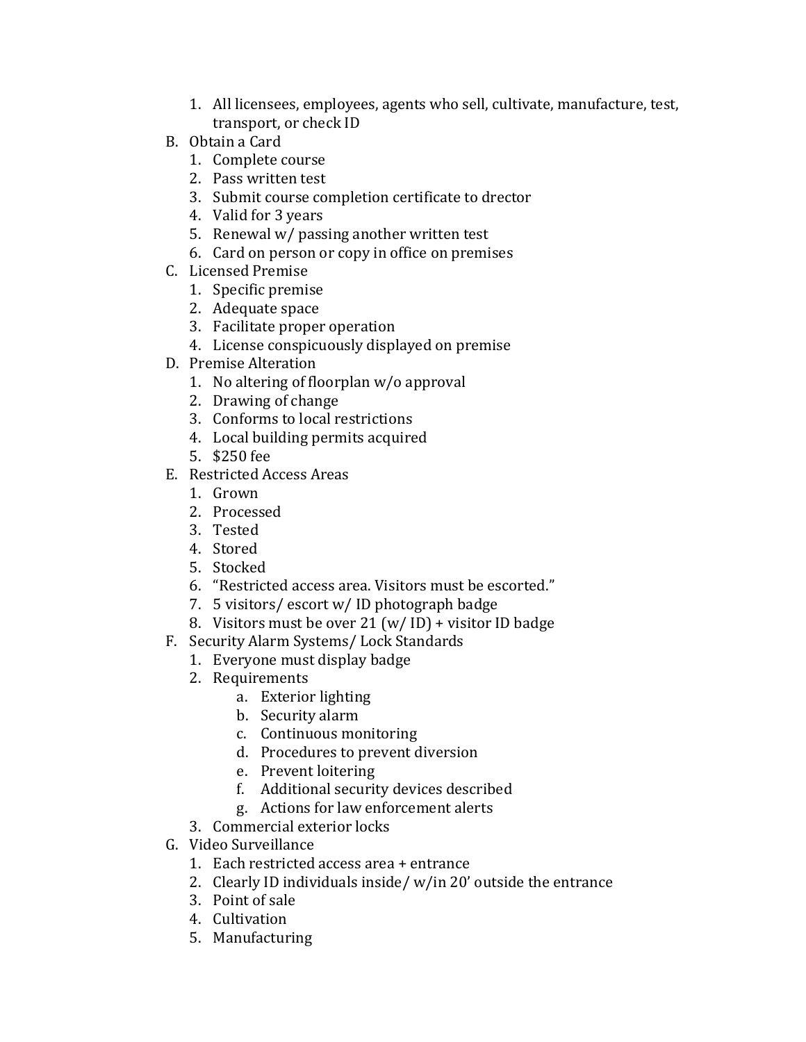1. All licensees, employees, agents who sell, cultivate, manufacture, test, transport, or check ID

B. Obtain a Card
   1. Complete course
   2. Pass written test
   3. Submit course completion certificate to drector
   4. Valid for 3 years
   5. Renewal w/ passing another written test
   6. Card on person or copy in office on premises

C. Licensed Premise
   1. Specific premise
   2. Adequate space
   3. Facilitate proper operation
   4. License conspicuously displayed on premise

D. Premise Alteration
   1. No altering of floorplan w/o approval
   2. Drawing of change
   3. Conforms to local restrictions
   4. Local building permits acquired
   5. $250 fee

E. Restricted Access Areas
   1. Grown
   2. Processed
   3. Tested
   4. Stored
   5. Stocked
   6. "Restricted access area. Visitors must be escorted."
   7. 5 visitors/ escort w/ ID photograph badge
   8. Visitors must be over 21 (w/ ID) + visitor ID badge

F. Security Alarm Systems/ Lock Standards
   1. Everyone must display badge
   2. Requirements
      a. Exterior lighting
      b. Security alarm
      c. Continuous monitoring
      d. Procedures to prevent diversion
      e. Prevent loitering
      f. Additional security devices described
      g. Actions for law enforcement alerts
   3. Commercial exterior locks

G. Video Surveillance
   1. Each restricted access area + entrance
   2. Clearly ID individuals inside/ w/in 20' outside the entrance
   3. Point of sale
   4. Cultivation
   5. Manufacturing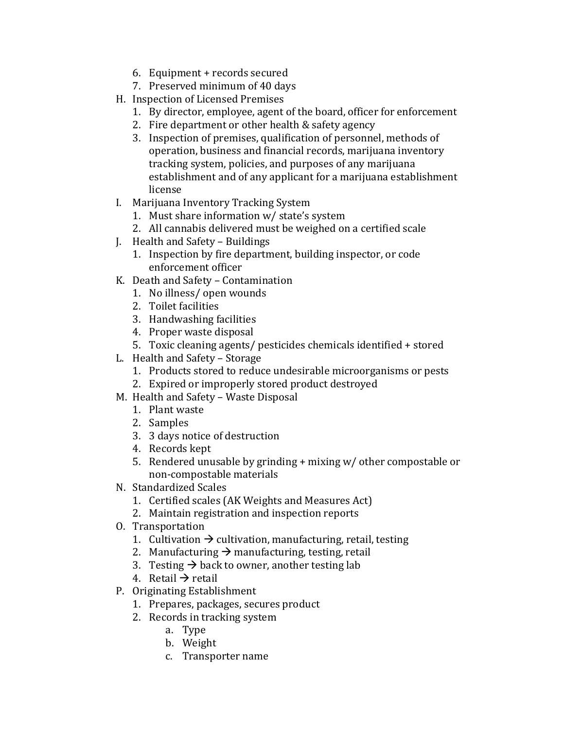6. Equipment + records secured
7. Preserved minimum of 40 days

H. Inspection of Licensed Premises
   1. By director, employee, agent of the board, officer for enforcement
   2. Fire department or other health & safety agency
   3. Inspection of premises, qualification of personnel, methods of operation, business and financial records, marijuana inventory tracking system, policies, and purposes of any marijuana establishment and of any applicant for a marijuana establishment license

I. Marijuana Inventory Tracking System
   1. Must share information w/ state's system
   2. All cannabis delivered must be weighed on a certified scale

J. Health and Safety – Buildings
   1. Inspection by fire department, building inspector, or code enforcement officer

K. Death and Safety – Contamination
   1. No illness/ open wounds
   2. Toilet facilities
   3. Handwashing facilities
   4. Proper waste disposal
   5. Toxic cleaning agents/ pesticides chemicals identified + stored

L. Health and Safety – Storage
   1. Products stored to reduce undesirable microorganisms or pests
   2. Expired or improperly stored product destroyed

M. Health and Safety – Waste Disposal
   1. Plant waste
   2. Samples
   3. 3 days notice of destruction
   4. Records kept
   5. Rendered unusable by grinding + mixing w/ other compostable or non-compostable materials

N. Standardized Scales
   1. Certified scales (AK Weights and Measures Act)
   2. Maintain registration and inspection reports

O. Transportation
   1. Cultivation → cultivation, manufacturing, retail, testing
   2. Manufacturing → manufacturing, testing, retail
   3. Testing → back to owner, another testing lab
   4. Retail → retail

P. Originating Establishment
   1. Prepares, packages, secures product
   2. Records in tracking system
      a. Type
      b. Weight
      c. Transporter name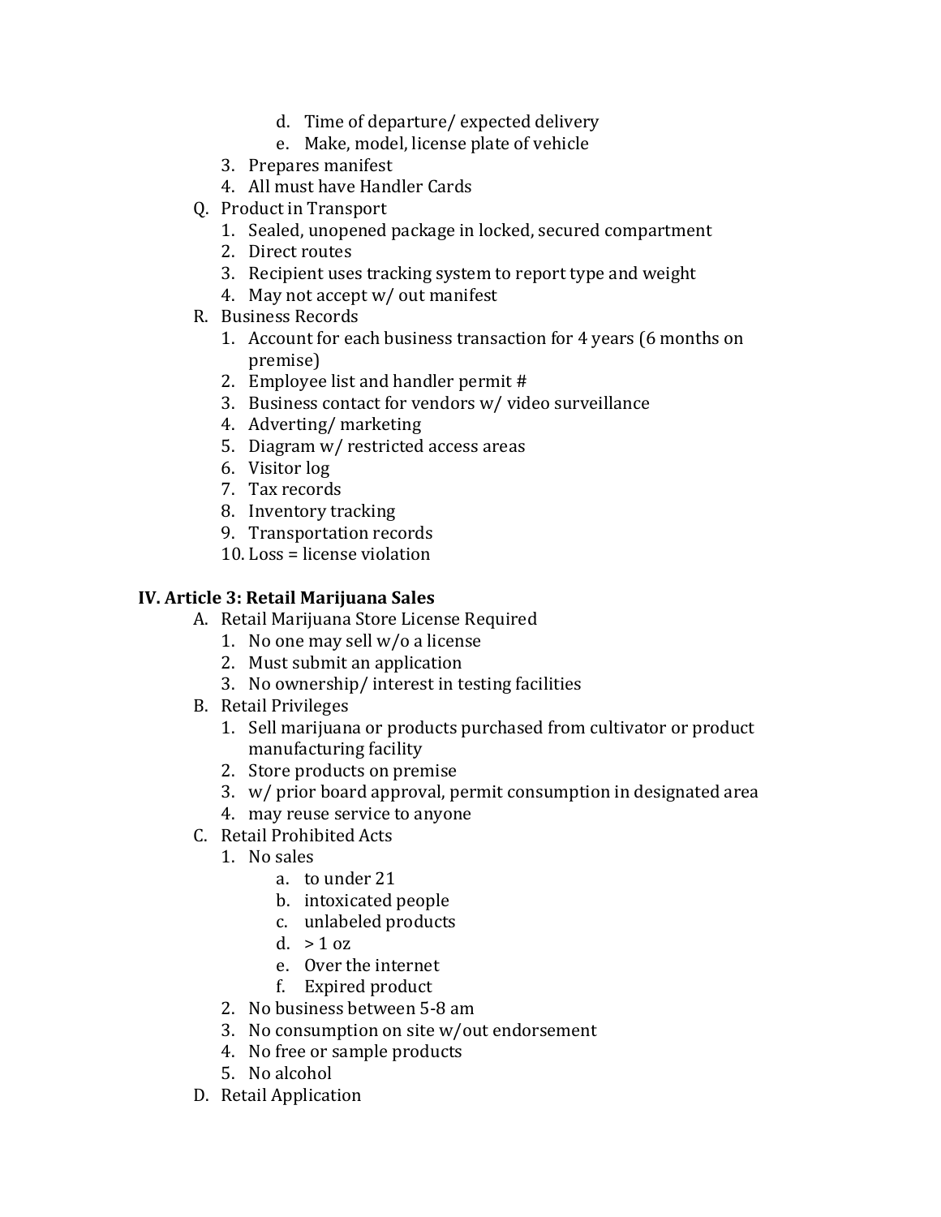d. Time of departure/ expected delivery
            e. Make, model, license plate of vehicle
      3. Prepares manifest
      4. All must have Handler Cards
   Q. Product in Transport
      1. Sealed, unopened package in locked, secured compartment
      2. Direct routes
      3. Recipient uses tracking system to report type and weight
      4. May not accept w/ out manifest
   R. Business Records
      1. Account for each business transaction for 4 years (6 months on premise)
      2. Employee list and handler permit #
      3. Business contact for vendors w/ video surveillance
      4. Adverting/ marketing
      5. Diagram w/ restricted access areas
      6. Visitor log
      7. Tax records
      8. Inventory tracking
      9. Transportation records
      10. Loss = license violation

**IV. Article 3: Retail Marijuana Sales**

   A. Retail Marijuana Store License Required
      1. No one may sell w/o a license
      2. Must submit an application
      3. No ownership/ interest in testing facilities
   B. Retail Privileges
      1. Sell marijuana or products purchased from cultivator or product manufacturing facility
      2. Store products on premise
      3. w/ prior board approval, permit consumption in designated area
      4. may reuse service to anyone
   C. Retail Prohibited Acts
      1. No sales
            a. to under 21
            b. intoxicated people
            c. unlabeled products
            d. > 1 oz
            e. Over the internet
            f. Expired product
      2. No business between 5-8 am
      3. No consumption on site w/out endorsement
      4. No free or sample products
      5. No alcohol
   D. Retail Application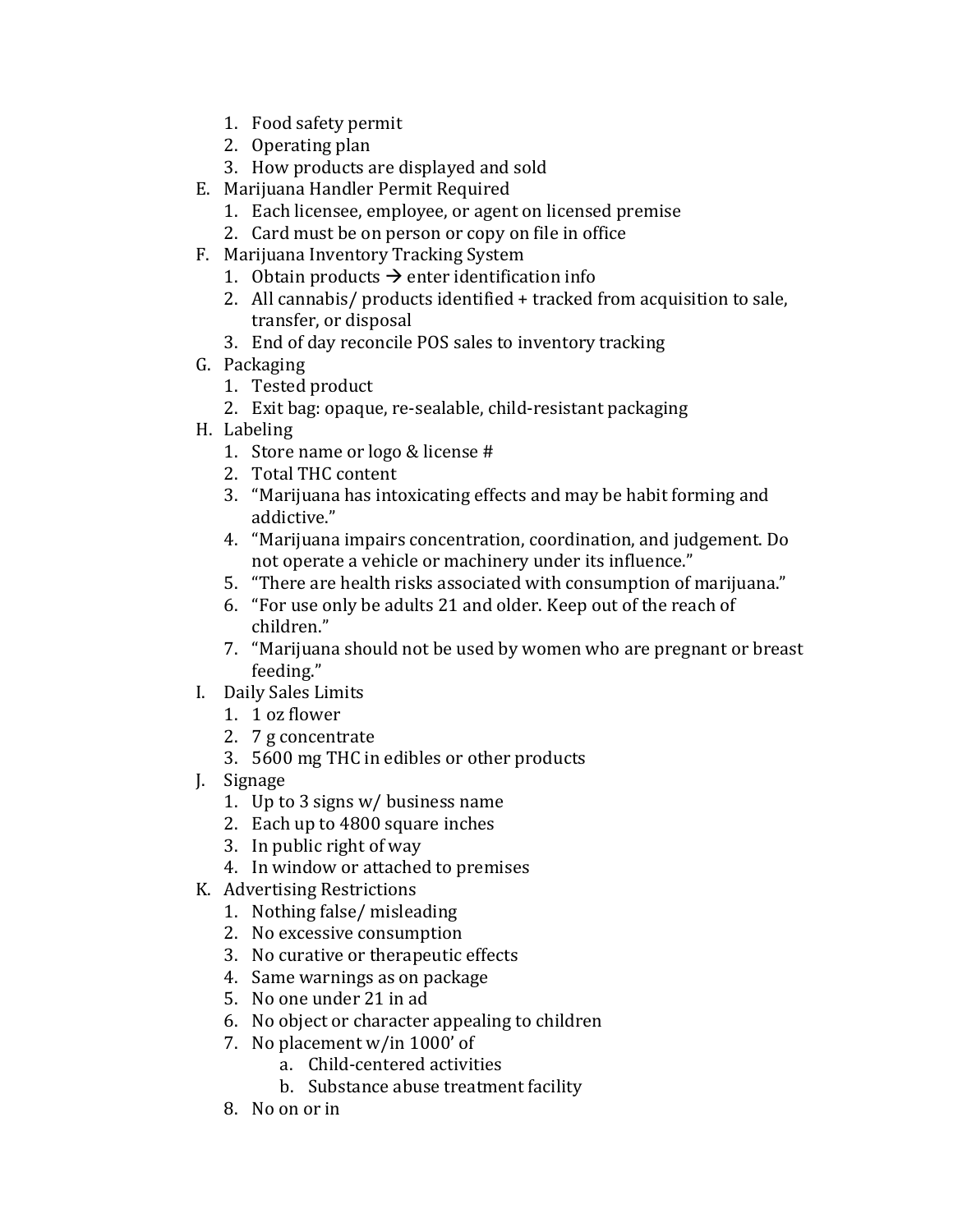1. Food safety permit
2. Operating plan
3. How products are displayed and sold

E. Marijuana Handler Permit Required
   1. Each licensee, employee, or agent on licensed premise
   2. Card must be on person or copy on file in office

F. Marijuana Inventory Tracking System
   1. Obtain products → enter identification info
   2. All cannabis/ products identified + tracked from acquisition to sale, transfer, or disposal
   3. End of day reconcile POS sales to inventory tracking

G. Packaging
   1. Tested product
   2. Exit bag: opaque, re-sealable, child-resistant packaging

H. Labeling
   1. Store name or logo & license #
   2. Total THC content
   3. "Marijuana has intoxicating effects and may be habit forming and addictive."
   4. "Marijuana impairs concentration, coordination, and judgement. Do not operate a vehicle or machinery under its influence."
   5. "There are health risks associated with consumption of marijuana."
   6. "For use only be adults 21 and older. Keep out of the reach of children."
   7. "Marijuana should not be used by women who are pregnant or breast feeding."

I. Daily Sales Limits
   1. 1 oz flower
   2. 7 g concentrate
   3. 5600 mg THC in edibles or other products

J. Signage
   1. Up to 3 signs w/ business name
   2. Each up to 4800 square inches
   3. In public right of way
   4. In window or attached to premises

K. Advertising Restrictions
   1. Nothing false/ misleading
   2. No excessive consumption
   3. No curative or therapeutic effects
   4. Same warnings as on package
   5. No one under 21 in ad
   6. No object or character appealing to children
   7. No placement w/in 1000' of
      a. Child-centered activities
      b. Substance abuse treatment facility
   8. No on or in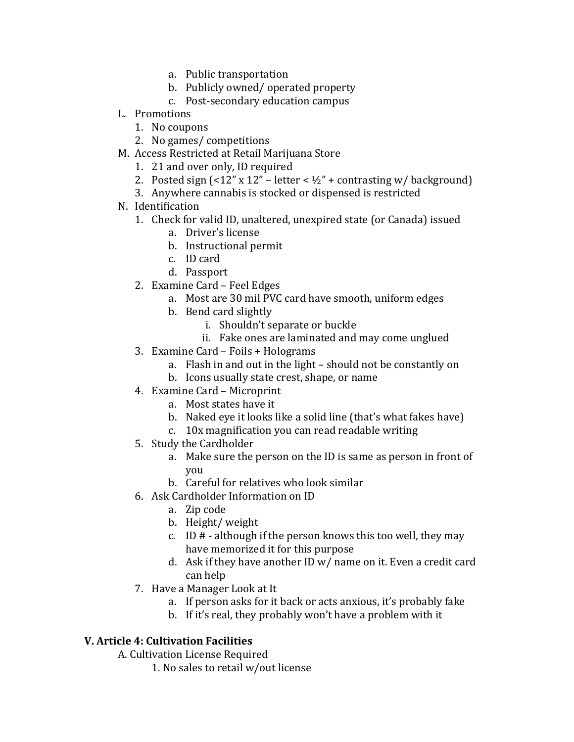a. Public transportation
b. Publicly owned/ operated property
c. Post-secondary education campus

L. Promotions
1. No coupons
2. No games/ competitions

M. Access Restricted at Retail Marijuana Store
1. 21 and over only, ID required
2. Posted sign (<12" x 12" – letter < ½" + contrasting w/ background)
3. Anywhere cannabis is stocked or dispensed is restricted

N. Identification
1. Check for valid ID, unaltered, unexpired state (or Canada) issued
   a. Driver's license
   b. Instructional permit
   c. ID card
   d. Passport
2. Examine Card – Feel Edges
   a. Most are 30 mil PVC card have smooth, uniform edges
   b. Bend card slightly
      i. Shouldn't separate or buckle
      ii. Fake ones are laminated and may come unglued
3. Examine Card – Foils + Holograms
   a. Flash in and out in the light – should not be constantly on
   b. Icons usually state crest, shape, or name
4. Examine Card – Microprint
   a. Most states have it
   b. Naked eye it looks like a solid line (that's what fakes have)
   c. 10x magnification you can read readable writing
5. Study the Cardholder
   a. Make sure the person on the ID is same as person in front of you
   b. Careful for relatives who look similar
6. Ask Cardholder Information on ID
   a. Zip code
   b. Height/ weight
   c. ID # - although if the person knows this too well, they may have memorized it for this purpose
   d. Ask if they have another ID w/ name on it. Even a credit card can help
7. Have a Manager Look at It
   a. If person asks for it back or acts anxious, it's probably fake
   b. If it's real, they probably won't have a problem with it

## V. Article 4: Cultivation Facilities

A. Cultivation License Required
1. No sales to retail w/out license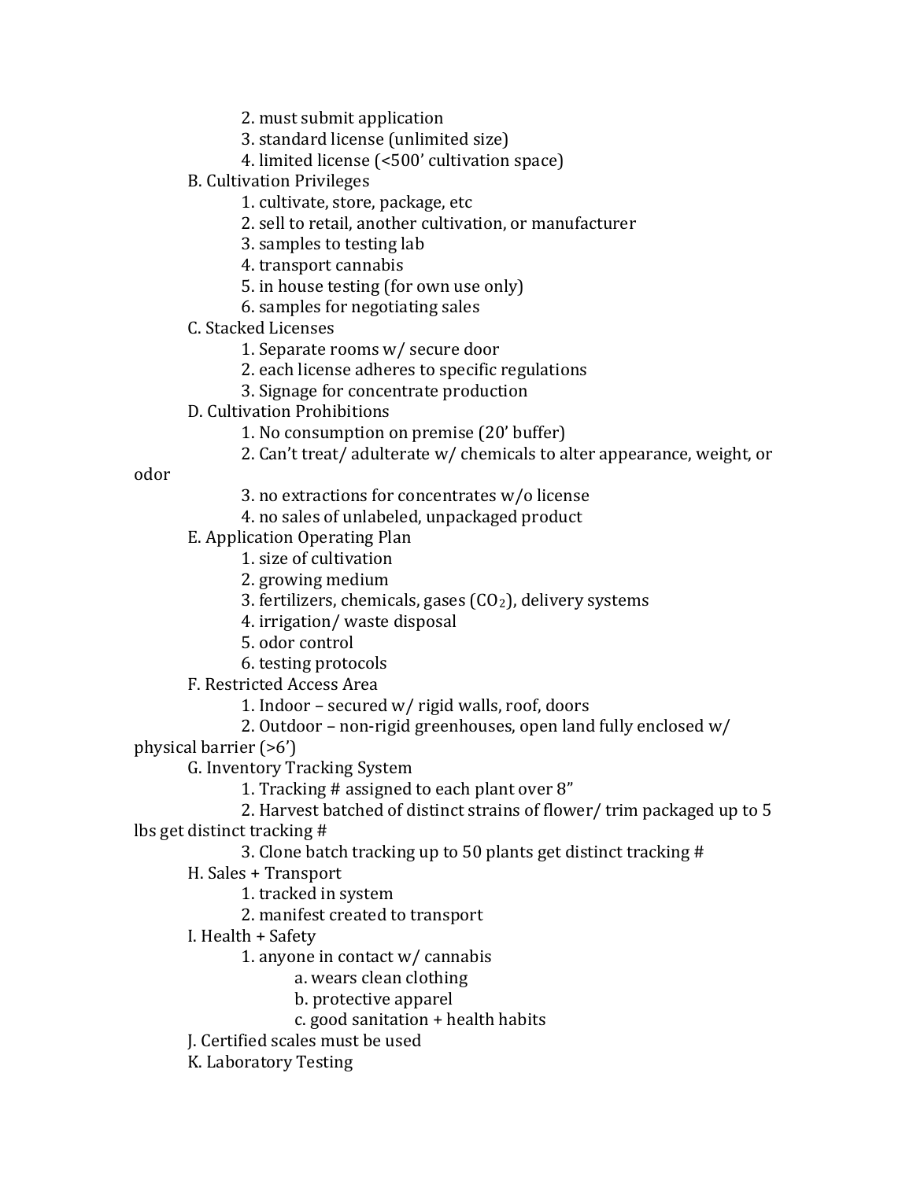2. must submit application
   3. standard license (unlimited size)
   4. limited license (<500' cultivation space)

B. Cultivation Privileges
   1. cultivate, store, package, etc
   2. sell to retail, another cultivation, or manufacturer
   3. samples to testing lab
   4. transport cannabis
   5. in house testing (for own use only)
   6. samples for negotiating sales

C. Stacked Licenses
   1. Separate rooms w/ secure door
   2. each license adheres to specific regulations
   3. Signage for concentrate production

D. Cultivation Prohibitions
   1. No consumption on premise (20' buffer)
   2. Can't treat/ adulterate w/ chemicals to alter appearance, weight, or odor
   3. no extractions for concentrates w/o license
   4. no sales of unlabeled, unpackaged product

E. Application Operating Plan
   1. size of cultivation
   2. growing medium
   3. fertilizers, chemicals, gases ($CO_2$), delivery systems
   4. irrigation/ waste disposal
   5. odor control
   6. testing protocols

F. Restricted Access Area
   1. Indoor – secured w/ rigid walls, roof, doors
   2. Outdoor – non-rigid greenhouses, open land fully enclosed w/ physical barrier (>6')

G. Inventory Tracking System
   1. Tracking # assigned to each plant over 8"
   2. Harvest batched of distinct strains of flower/ trim packaged up to 5 lbs get distinct tracking #
   3. Clone batch tracking up to 50 plants get distinct tracking #

H. Sales + Transport
   1. tracked in system
   2. manifest created to transport

I. Health + Safety
   1. anyone in contact w/ cannabis
      a. wears clean clothing
      b. protective apparel
      c. good sanitation + health habits

J. Certified scales must be used

K. Laboratory Testing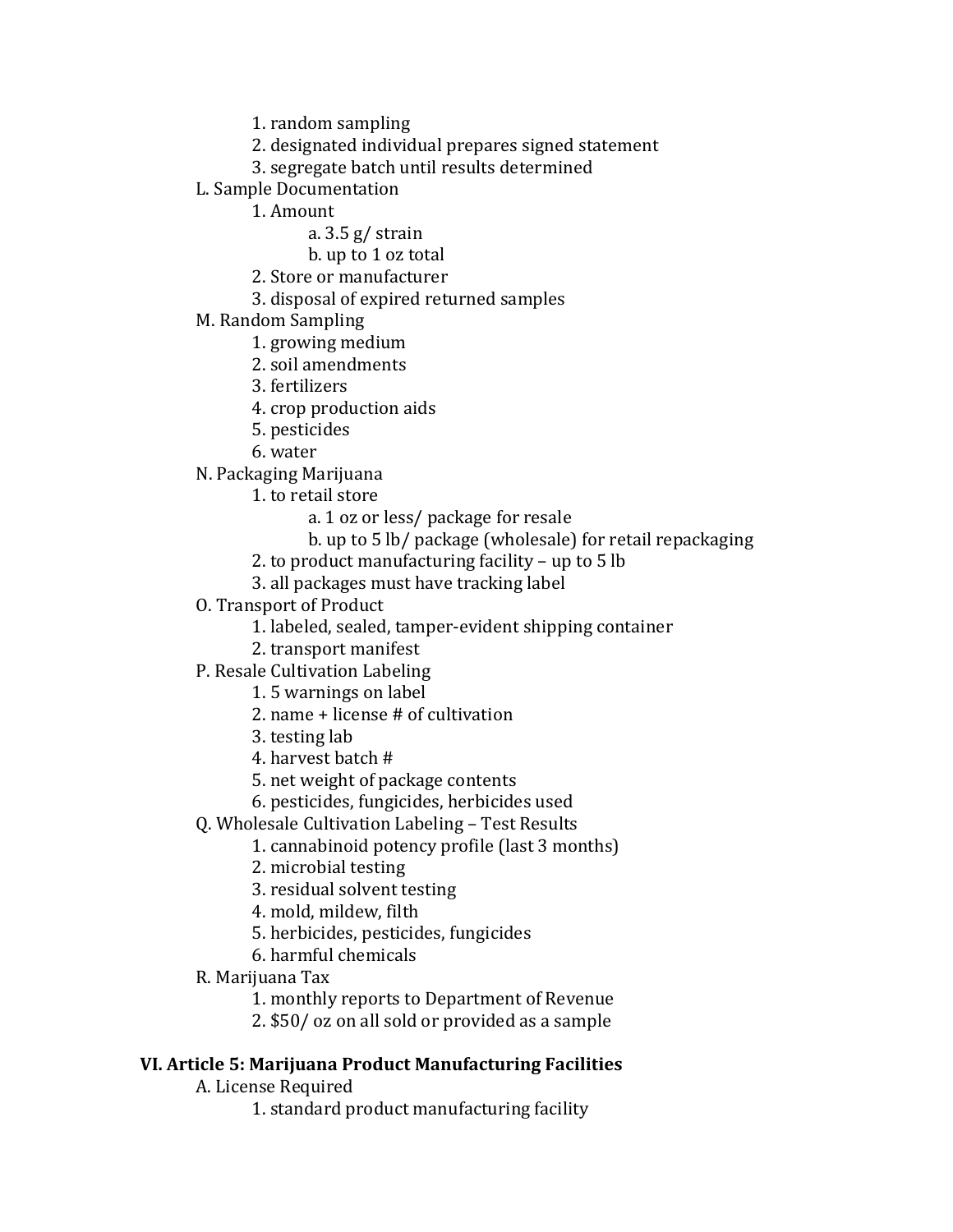1. random sampling
    2. designated individual prepares signed statement
    3. segregate batch until results determined

- L. Sample Documentation
    1. Amount
        - a. 3.5 g/ strain
        - b. up to 1 oz total
    2. Store or manufacturer
    3. disposal of expired returned samples
- M. Random Sampling
    1. growing medium
    2. soil amendments
    3. fertilizers
    4. crop production aids
    5. pesticides
    6. water
- N. Packaging Marijuana
    1. to retail store
        - a. 1 oz or less/ package for resale
        - b. up to 5 lb/ package (wholesale) for retail repackaging
    2. to product manufacturing facility – up to 5 lb
    3. all packages must have tracking label
- O. Transport of Product
    1. labeled, sealed, tamper-evident shipping container
    2. transport manifest
- P. Resale Cultivation Labeling
    1. 5 warnings on label
    2. name + license # of cultivation
    3. testing lab
    4. harvest batch #
    5. net weight of package contents
    6. pesticides, fungicides, herbicides used
- Q. Wholesale Cultivation Labeling – Test Results
    1. cannabinoid potency profile (last 3 months)
    2. microbial testing
    3. residual solvent testing
    4. mold, mildew, filth
    5. herbicides, pesticides, fungicides
    6. harmful chemicals
- R. Marijuana Tax
    1. monthly reports to Department of Revenue
    2. $50/ oz on all sold or provided as a sample

## VI. Article 5: Marijuana Product Manufacturing Facilities

- A. License Required
    1. standard product manufacturing facility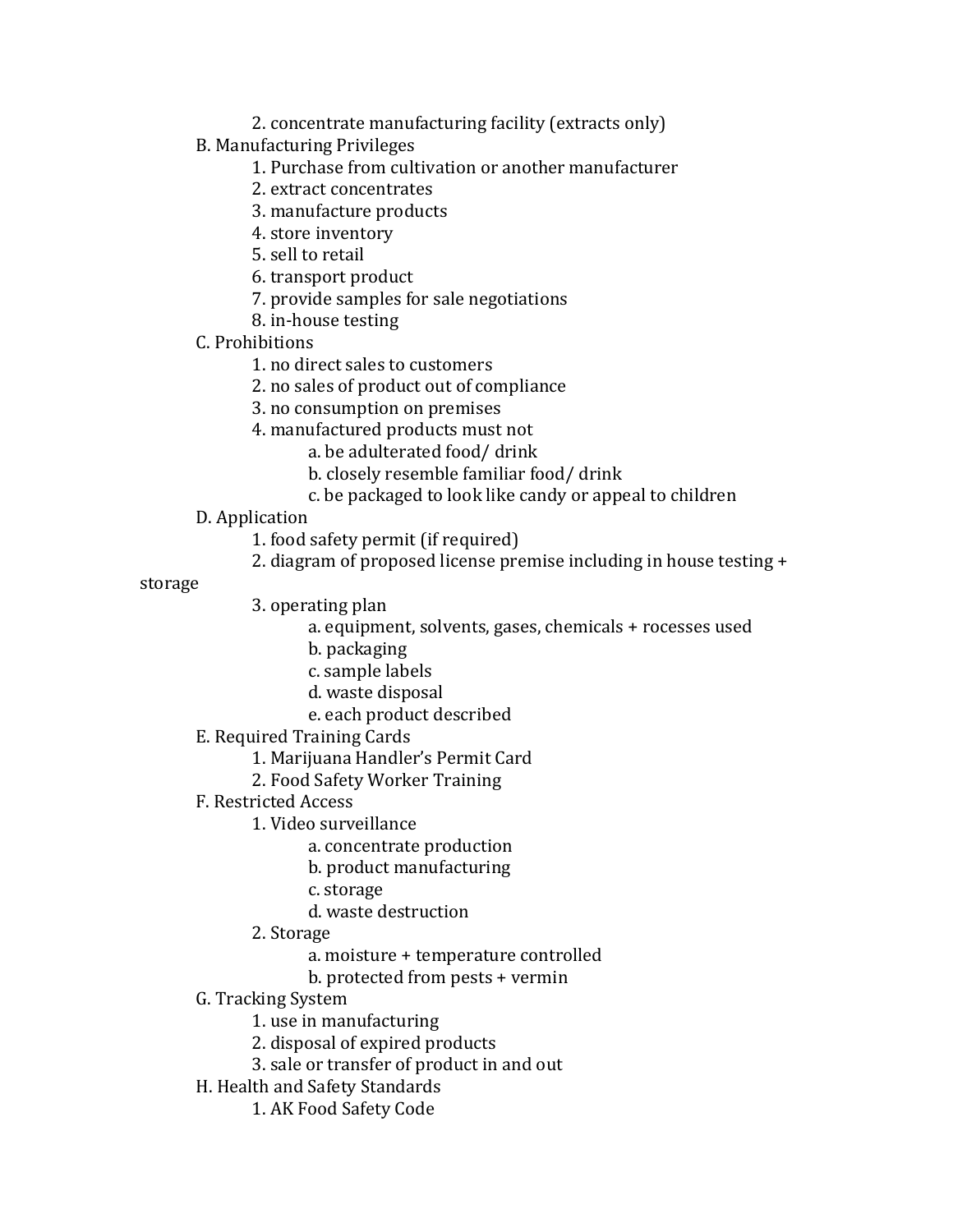2. concentrate manufacturing facility (extracts only)

B. Manufacturing Privileges
   1. Purchase from cultivation or another manufacturer
   2. extract concentrates
   3. manufacture products
   4. store inventory
   5. sell to retail
   6. transport product
   7. provide samples for sale negotiations
   8. in-house testing

C. Prohibitions
   1. no direct sales to customers
   2. no sales of product out of compliance
   3. no consumption on premises
   4. manufactured products must not
      a. be adulterated food/ drink
      b. closely resemble familiar food/ drink
      c. be packaged to look like candy or appeal to children

D. Application
   1. food safety permit (if required)
   2. diagram of proposed license premise including in house testing + storage
   3. operating plan
      a. equipment, solvents, gases, chemicals + rocesses used
      b. packaging
      c. sample labels
      d. waste disposal
      e. each product described

E. Required Training Cards
   1. Marijuana Handler's Permit Card
   2. Food Safety Worker Training

F. Restricted Access
   1. Video surveillance
      a. concentrate production
      b. product manufacturing
      c. storage
      d. waste destruction
   2. Storage
      a. moisture + temperature controlled
      b. protected from pests + vermin

G. Tracking System
   1. use in manufacturing
   2. disposal of expired products
   3. sale or transfer of product in and out

H. Health and Safety Standards
   1. AK Food Safety Code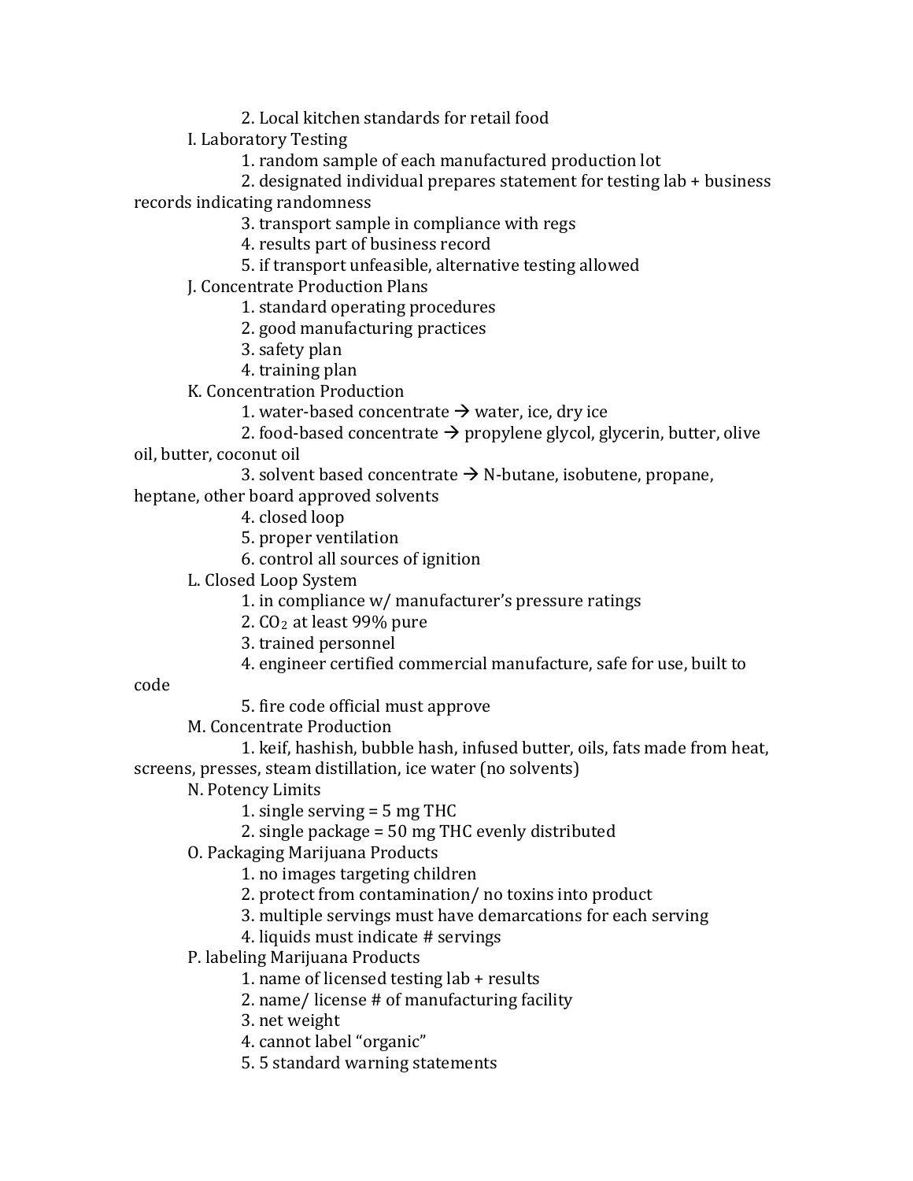2. Local kitchen standards for retail food

I. Laboratory Testing
   1. random sample of each manufactured production lot
   2. designated individual prepares statement for testing lab + business records indicating randomness
   3. transport sample in compliance with regs
   4. results part of business record
   5. if transport unfeasible, alternative testing allowed

J. Concentrate Production Plans
   1. standard operating procedures
   2. good manufacturing practices
   3. safety plan
   4. training plan

K. Concentration Production
   1. water-based concentrate → water, ice, dry ice
   2. food-based concentrate → propylene glycol, glycerin, butter, olive oil, butter, coconut oil
   3. solvent based concentrate → N-butane, isobutene, propane, heptane, other board approved solvents
   4. closed loop
   5. proper ventilation
   6. control all sources of ignition

L. Closed Loop System
   1. in compliance w/ manufacturer's pressure ratings
   2. $CO_2$ at least 99% pure
   3. trained personnel
   4. engineer certified commercial manufacture, safe for use, built to code
   5. fire code official must approve

M. Concentrate Production
   1. keif, hashish, bubble hash, infused butter, oils, fats made from heat, screens, presses, steam distillation, ice water (no solvents)

N. Potency Limits
   1. single serving = 5 mg THC
   2. single package = 50 mg THC evenly distributed

O. Packaging Marijuana Products
   1. no images targeting children
   2. protect from contamination/ no toxins into product
   3. multiple servings must have demarcations for each serving
   4. liquids must indicate # servings

P. labeling Marijuana Products
   1. name of licensed testing lab + results
   2. name/ license # of manufacturing facility
   3. net weight
   4. cannot label "organic"
   5. 5 standard warning statements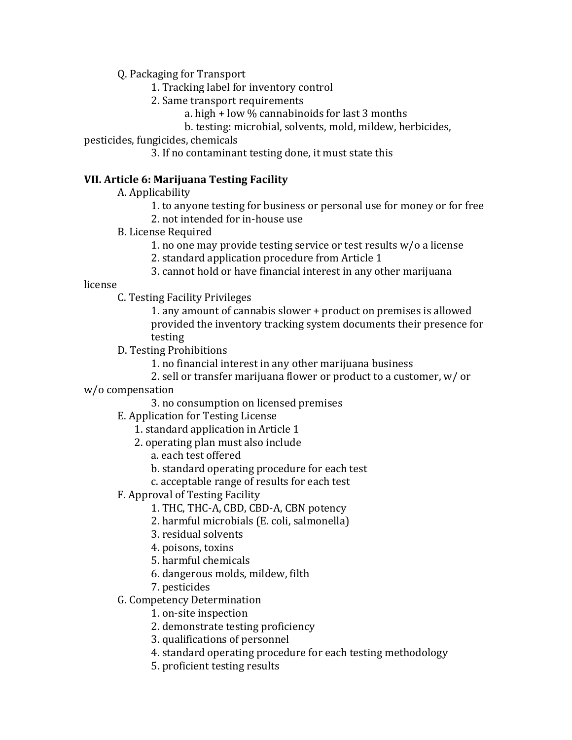Q. Packaging for Transport

1. Tracking label for inventory control
2. Same transport requirements
    a. high + low % cannabinoids for last 3 months
    b. testing: microbial, solvents, mold, mildew, herbicides, pesticides, fungicides, chemicals
3. If no contaminant testing done, it must state this

**VII. Article 6: Marijuana Testing Facility**

A. Applicability

1. to anyone testing for business or personal use for money or for free
2. not intended for in-house use

B. License Required

1. no one may provide testing service or test results w/o a license
2. standard application procedure from Article 1
3. cannot hold or have financial interest in any other marijuana license

C. Testing Facility Privileges

1. any amount of cannabis slower + product on premises is allowed provided the inventory tracking system documents their presence for testing

D. Testing Prohibitions

1. no financial interest in any other marijuana business
2. sell or transfer marijuana flower or product to a customer, w/ or w/o compensation
3. no consumption on licensed premises

E. Application for Testing License

1. standard application in Article 1
2. operating plan must also include
    a. each test offered
    b. standard operating procedure for each test
    c. acceptable range of results for each test

F. Approval of Testing Facility

1. THC, THC-A, CBD, CBD-A, CBN potency
2. harmful microbials (E. coli, salmonella)
3. residual solvents
4. poisons, toxins
5. harmful chemicals
6. dangerous molds, mildew, filth
7. pesticides

G. Competency Determination

1. on-site inspection
2. demonstrate testing proficiency
3. qualifications of personnel
4. standard operating procedure for each testing methodology
5. proficient testing results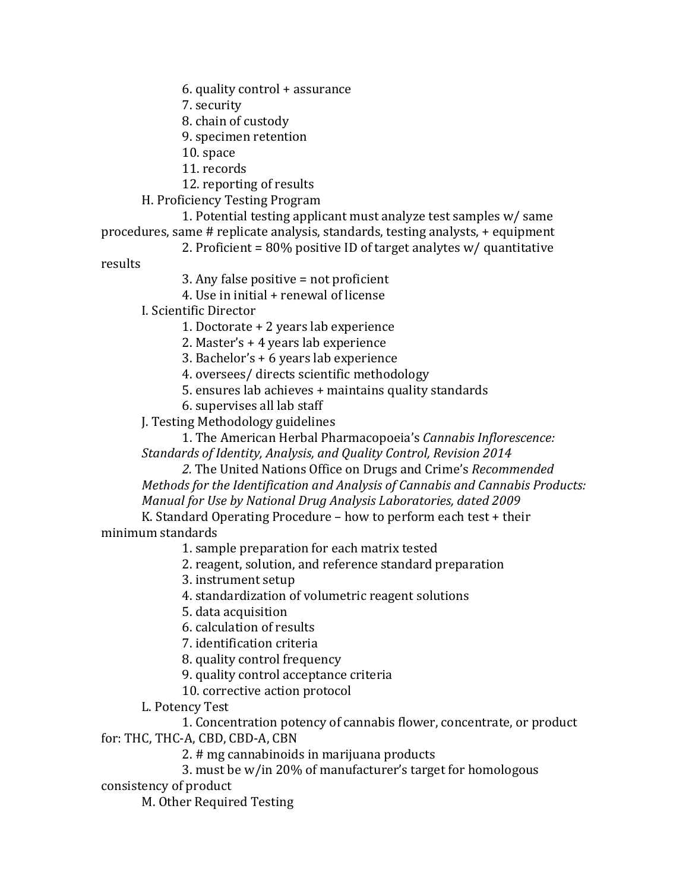6. quality control + assurance
7. security
8. chain of custody
9. specimen retention
10. space
11. records
12. reporting of results

H. Proficiency Testing Program

1. Potential testing applicant must analyze test samples w/ same procedures, same # replicate analysis, standards, testing analysts, + equipment
2. Proficient = 80% positive ID of target analytes w/ quantitative results
3. Any false positive = not proficient
4. Use in initial + renewal of license

I. Scientific Director

1. Doctorate + 2 years lab experience
2. Master's + 4 years lab experience
3. Bachelor's + 6 years lab experience
4. oversees/ directs scientific methodology
5. ensures lab achieves + maintains quality standards
6. supervises all lab staff

J. Testing Methodology guidelines

1. The American Herbal Pharmacopoeia's *Cannabis Inflorescence: Standards of Identity, Analysis, and Quality Control, Revision 2014*
2. The United Nations Office on Drugs and Crime's *Recommended Methods for the Identification and Analysis of Cannabis and Cannabis Products: Manual for Use by National Drug Analysis Laboratories, dated 2009*

K. Standard Operating Procedure – how to perform each test + their minimum standards

1. sample preparation for each matrix tested
2. reagent, solution, and reference standard preparation
3. instrument setup
4. standardization of volumetric reagent solutions
5. data acquisition
6. calculation of results
7. identification criteria
8. quality control frequency
9. quality control acceptance criteria
10. corrective action protocol

L. Potency Test

1. Concentration potency of cannabis flower, concentrate, or product for: THC, THC-A, CBD, CBD-A, CBN
2. # mg cannabinoids in marijuana products
3. must be w/in 20% of manufacturer's target for homologous consistency of product

M. Other Required Testing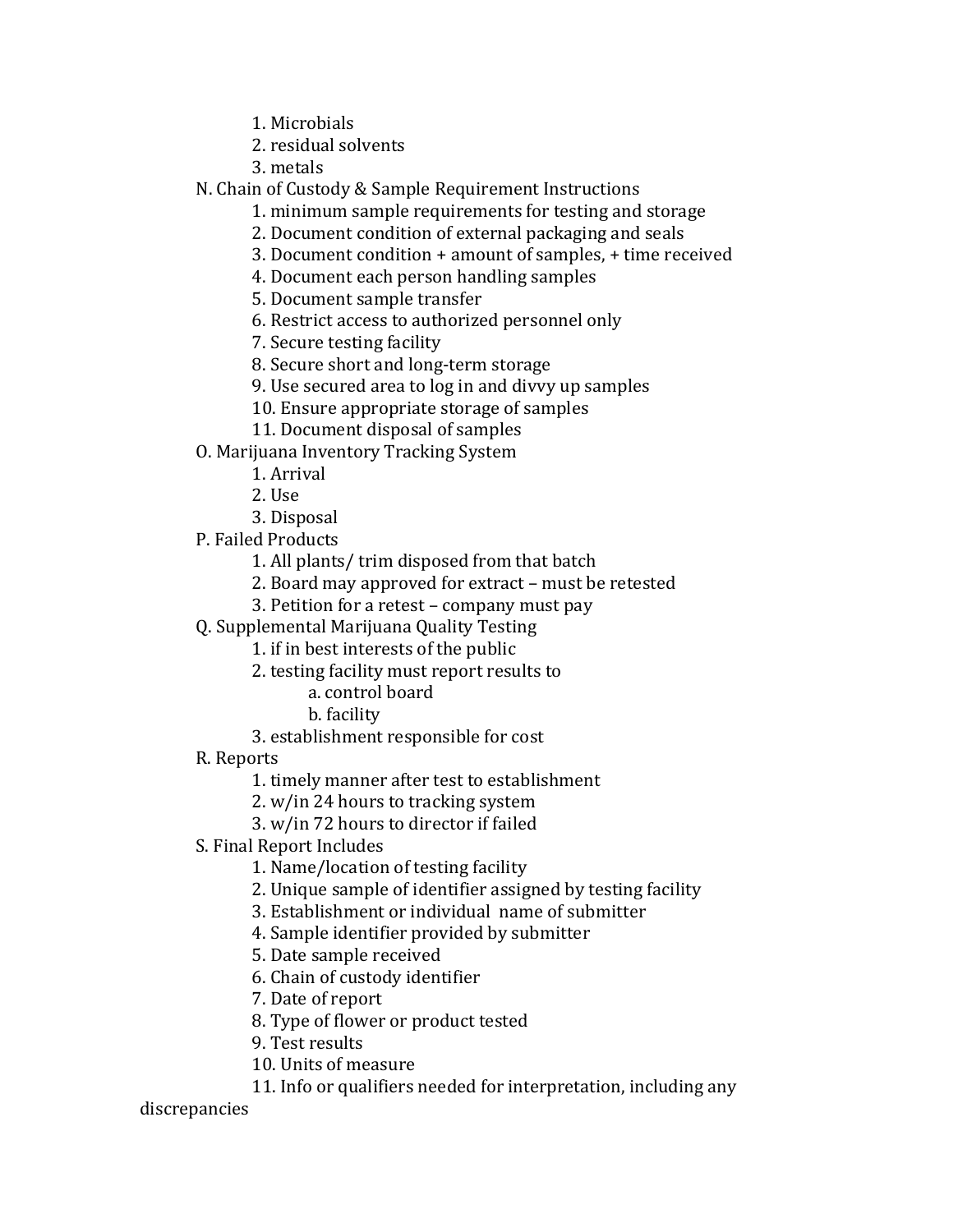1. Microbials
2. residual solvents
3. metals

N. Chain of Custody & Sample Requirement Instructions
   1. minimum sample requirements for testing and storage
   2. Document condition of external packaging and seals
   3. Document condition + amount of samples, + time received
   4. Document each person handling samples
   5. Document sample transfer
   6. Restrict access to authorized personnel only
   7. Secure testing facility
   8. Secure short and long-term storage
   9. Use secured area to log in and divvy up samples
   10. Ensure appropriate storage of samples
   11. Document disposal of samples

O. Marijuana Inventory Tracking System
   1. Arrival
   2. Use
   3. Disposal

P. Failed Products
   1. All plants/ trim disposed from that batch
   2. Board may approved for extract – must be retested
   3. Petition for a retest – company must pay

Q. Supplemental Marijuana Quality Testing
   1. if in best interests of the public
   2. testing facility must report results to
      a. control board
      b. facility
   3. establishment responsible for cost

R. Reports
   1. timely manner after test to establishment
   2. w/in 24 hours to tracking system
   3. w/in 72 hours to director if failed

S. Final Report Includes
   1. Name/location of testing facility
   2. Unique sample of identifier assigned by testing facility
   3. Establishment or individual name of submitter
   4. Sample identifier provided by submitter
   5. Date sample received
   6. Chain of custody identifier
   7. Date of report
   8. Type of flower or product tested
   9. Test results
   10. Units of measure
   11. Info or qualifiers needed for interpretation, including any discrepancies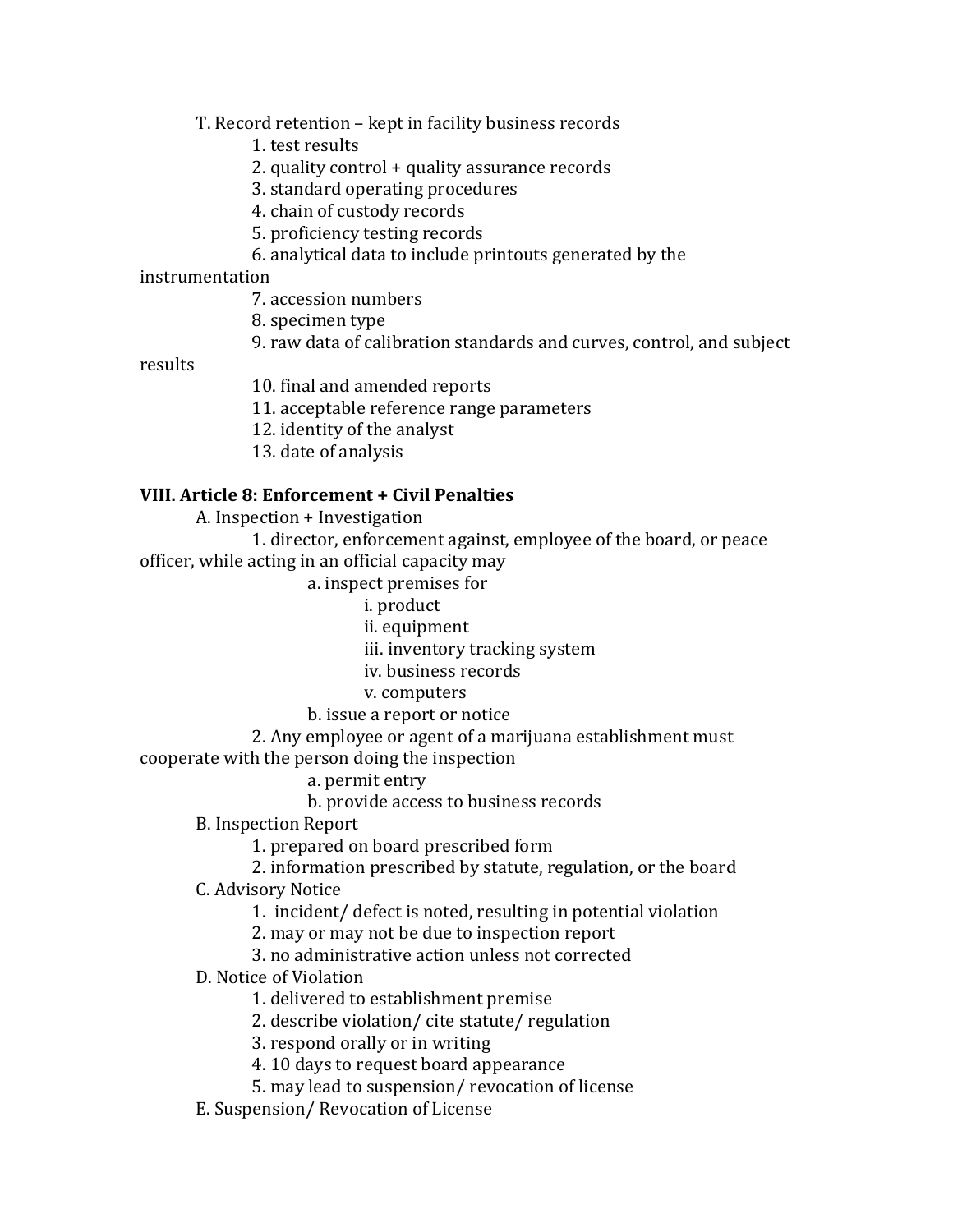T. Record retention – kept in facility business records

1. test results
2. quality control + quality assurance records
3. standard operating procedures
4. chain of custody records
5. proficiency testing records
6. analytical data to include printouts generated by the instrumentation
7. accession numbers
8. specimen type
9. raw data of calibration standards and curves, control, and subject results
10. final and amended reports
11. acceptable reference range parameters
12. identity of the analyst
13. date of analysis

**VIII. Article 8: Enforcement + Civil Penalties**

A. Inspection + Investigation

1. director, enforcement against, employee of the board, or peace officer, while acting in an official capacity may
    a. inspect premises for
        i. product
        ii. equipment
        iii. inventory tracking system
        iv. business records
        v. computers
    b. issue a report or notice
2. Any employee or agent of a marijuana establishment must cooperate with the person doing the inspection
    a. permit entry
    b. provide access to business records

B. Inspection Report

1. prepared on board prescribed form
2. information prescribed by statute, regulation, or the board

C. Advisory Notice

1. incident/ defect is noted, resulting in potential violation
2. may or may not be due to inspection report
3. no administrative action unless not corrected

D. Notice of Violation

1. delivered to establishment premise
2. describe violation/ cite statute/ regulation
3. respond orally or in writing
4. 10 days to request board appearance
5. may lead to suspension/ revocation of license

E. Suspension/ Revocation of License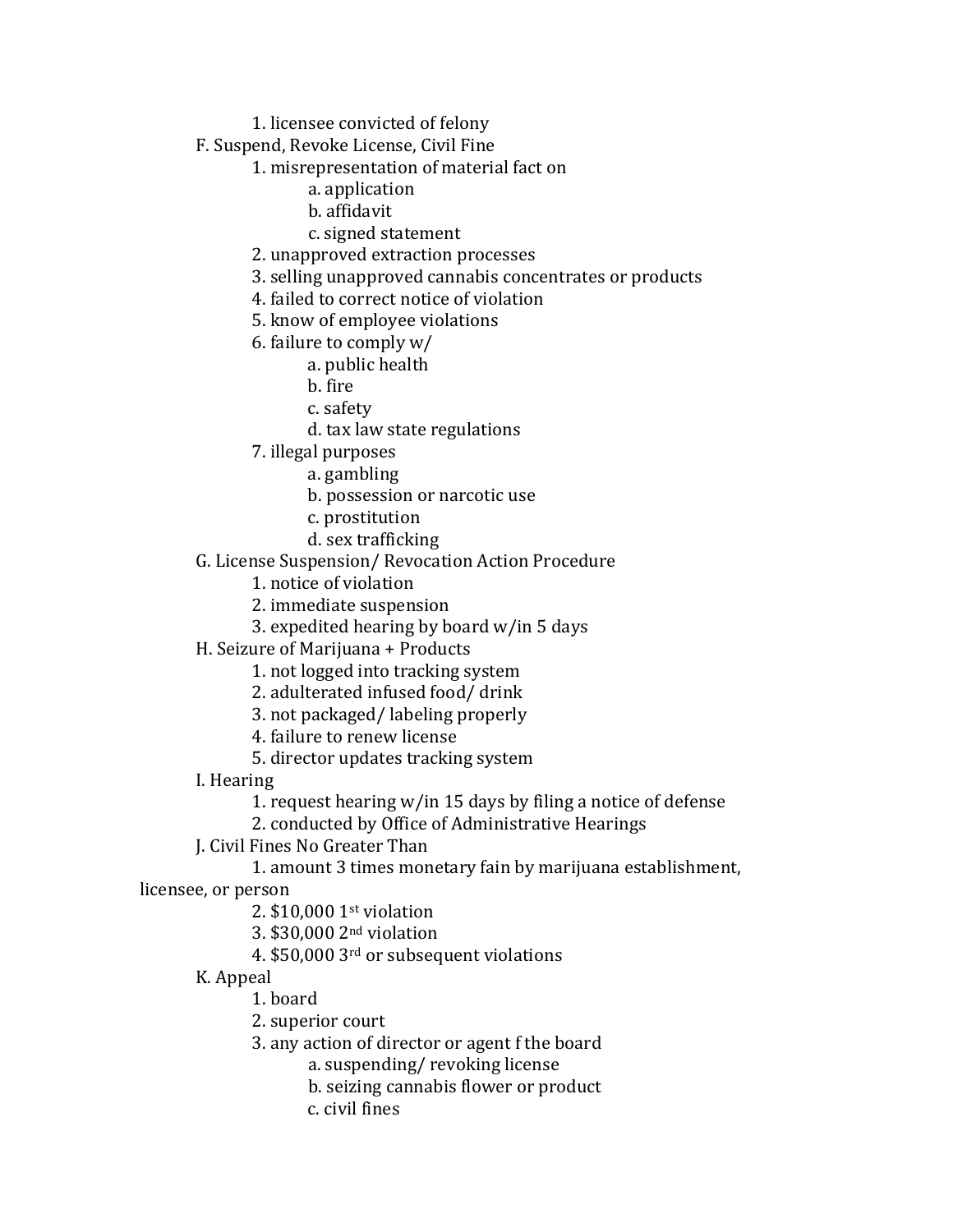1. licensee convicted of felony

F. Suspend, Revoke License, Civil Fine
  1. misrepresentation of material fact on
    a. application
    b. affidavit
    c. signed statement
  2. unapproved extraction processes
  3. selling unapproved cannabis concentrates or products
  4. failed to correct notice of violation
  5. know of employee violations
  6. failure to comply w/
    a. public health
    b. fire
    c. safety
    d. tax law state regulations
  7. illegal purposes
    a. gambling
    b. possession or narcotic use
    c. prostitution
    d. sex trafficking

G. License Suspension/ Revocation Action Procedure
  1. notice of violation
  2. immediate suspension
  3. expedited hearing by board w/in 5 days

H. Seizure of Marijuana + Products
  1. not logged into tracking system
  2. adulterated infused food/ drink
  3. not packaged/ labeling properly
  4. failure to renew license
  5. director updates tracking system

I. Hearing
  1. request hearing w/in 15 days by filing a notice of defense
  2. conducted by Office of Administrative Hearings

J. Civil Fines No Greater Than
  1. amount 3 times monetary fain by marijuana establishment, licensee, or person
  2. $10,000 1st violation
  3. $30,000 2nd violation
  4. $50,000 3rd or subsequent violations

K. Appeal
  1. board
  2. superior court
  3. any action of director or agent f the board
    a. suspending/ revoking license
    b. seizing cannabis flower or product
    c. civil fines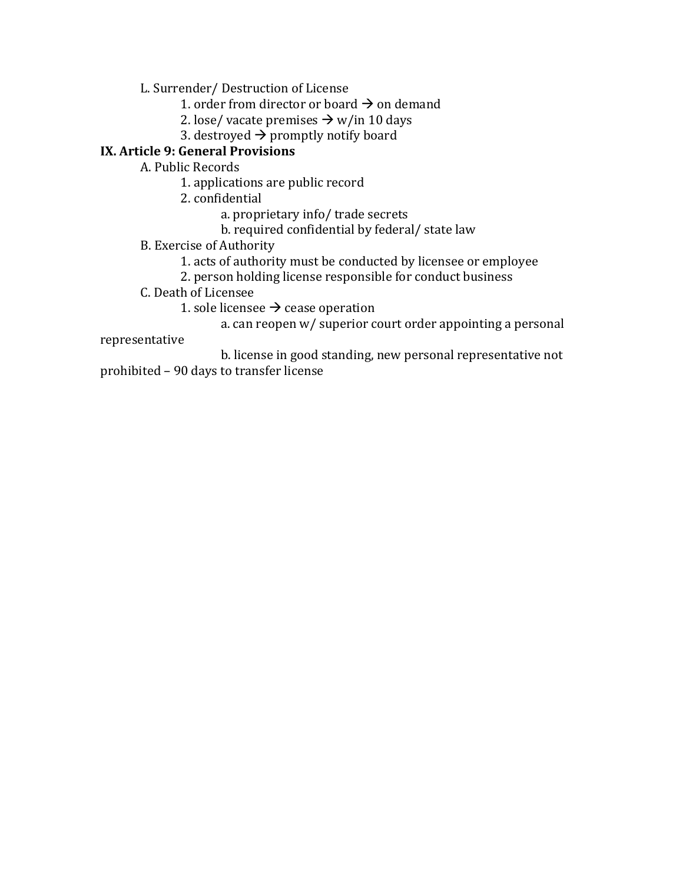- L. Surrender/ Destruction of License
  - 1. order from director or board → on demand
  - 2. lose/ vacate premises → w/in 10 days
  - 3. destroyed → promptly notify board

**IX. Article 9: General Provisions**

- A. Public Records
  - 1. applications are public record
  - 2. confidential
    - a. proprietary info/ trade secrets
    - b. required confidential by federal/ state law
- B. Exercise of Authority
  - 1. acts of authority must be conducted by licensee or employee
  - 2. person holding license responsible for conduct business
- C. Death of Licensee
  - 1. sole licensee → cease operation
    - a. can reopen w/ superior court order appointing a personal representative
    - b. license in good standing, new personal representative not prohibited – 90 days to transfer license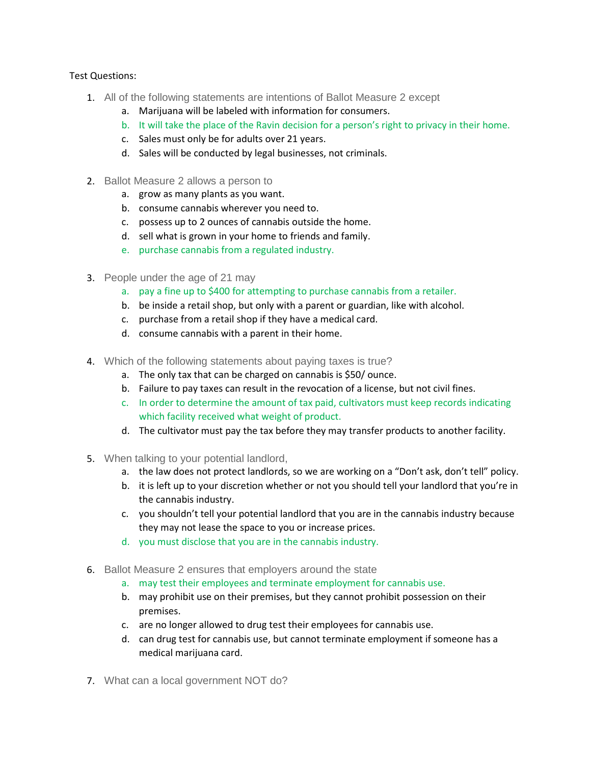Test Questions:

1. All of the following statements are intentions of Ballot Measure 2 except
    a. Marijuana will be labeled with information for consumers.
    b. It will take the place of the Ravin decision for a person's right to privacy in their home.
    c. Sales must only be for adults over 21 years.
    d. Sales will be conducted by legal businesses, not criminals.

2. Ballot Measure 2 allows a person to
    a. grow as many plants as you want.
    b. consume cannabis wherever you need to.
    c. possess up to 2 ounces of cannabis outside the home.
    d. sell what is grown in your home to friends and family.
    e. purchase cannabis from a regulated industry.

3. People under the age of 21 may
    a. pay a fine up to $400 for attempting to purchase cannabis from a retailer.
    b. be inside a retail shop, but only with a parent or guardian, like with alcohol.
    c. purchase from a retail shop if they have a medical card.
    d. consume cannabis with a parent in their home.

4. Which of the following statements about paying taxes is true?
    a. The only tax that can be charged on cannabis is $50/ ounce.
    b. Failure to pay taxes can result in the revocation of a license, but not civil fines.
    c. In order to determine the amount of tax paid, cultivators must keep records indicating which facility received what weight of product.
    d. The cultivator must pay the tax before they may transfer products to another facility.

5. When talking to your potential landlord,
    a. the law does not protect landlords, so we are working on a "Don't ask, don't tell" policy.
    b. it is left up to your discretion whether or not you should tell your landlord that you're in the cannabis industry.
    c. you shouldn't tell your potential landlord that you are in the cannabis industry because they may not lease the space to you or increase prices.
    d. you must disclose that you are in the cannabis industry.

6. Ballot Measure 2 ensures that employers around the state
    a. may test their employees and terminate employment for cannabis use.
    b. may prohibit use on their premises, but they cannot prohibit possession on their premises.
    c. are no longer allowed to drug test their employees for cannabis use.
    d. can drug test for cannabis use, but cannot terminate employment if someone has a medical marijuana card.

7. What can a local government NOT do?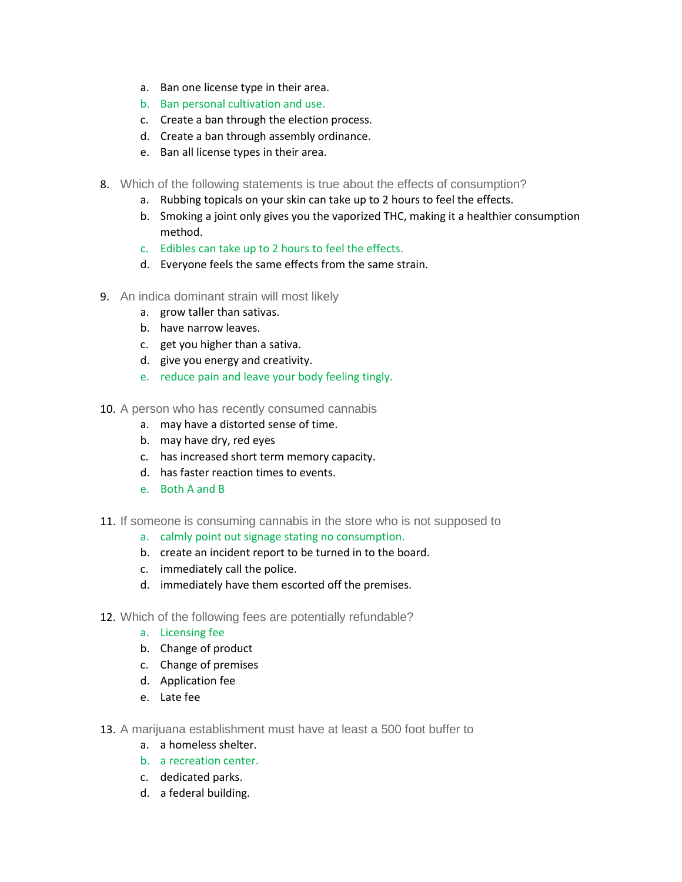a. Ban one license type in their area.
b. Ban personal cultivation and use.
c. Create a ban through the election process.
d. Create a ban through assembly ordinance.
e. Ban all license types in their area.

8. Which of the following statements is true about the effects of consumption?
    a. Rubbing topicals on your skin can take up to 2 hours to feel the effects.
    b. Smoking a joint only gives you the vaporized THC, making it a healthier consumption method.
    c. Edibles can take up to 2 hours to feel the effects.
    d. Everyone feels the same effects from the same strain.

9. An indica dominant strain will most likely
    a. grow taller than sativas.
    b. have narrow leaves.
    c. get you higher than a sativa.
    d. give you energy and creativity.
    e. reduce pain and leave your body feeling tingly.

10. A person who has recently consumed cannabis
    a. may have a distorted sense of time.
    b. may have dry, red eyes
    c. has increased short term memory capacity.
    d. has faster reaction times to events.
    e. Both A and B

11. If someone is consuming cannabis in the store who is not supposed to
    a. calmly point out signage stating no consumption.
    b. create an incident report to be turned in to the board.
    c. immediately call the police.
    d. immediately have them escorted off the premises.

12. Which of the following fees are potentially refundable?
    a. Licensing fee
    b. Change of product
    c. Change of premises
    d. Application fee
    e. Late fee

13. A marijuana establishment must have at least a 500 foot buffer to
    a. a homeless shelter.
    b. a recreation center.
    c. dedicated parks.
    d. a federal building.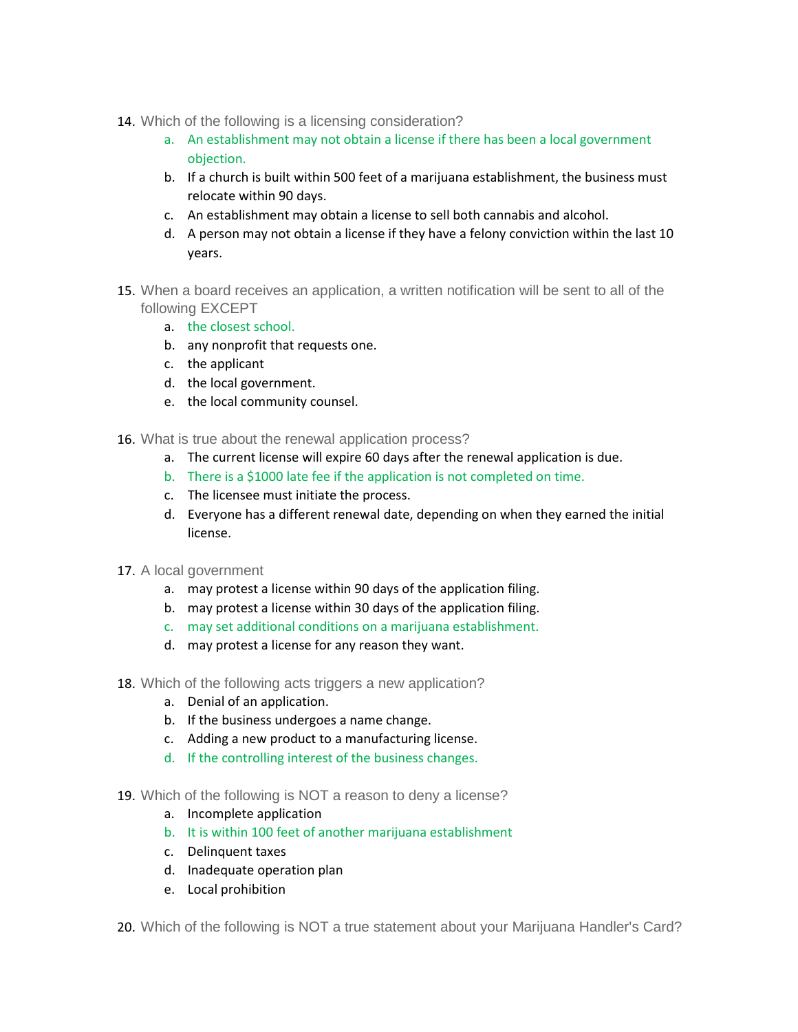14. Which of the following is a licensing consideration?
    a. An establishment may not obtain a license if there has been a local government objection.
    b. If a church is built within 500 feet of a marijuana establishment, the business must relocate within 90 days.
    c. An establishment may obtain a license to sell both cannabis and alcohol.
    d. A person may not obtain a license if they have a felony conviction within the last 10 years.

15. When a board receives an application, a written notification will be sent to all of the following EXCEPT
    a. the closest school.
    b. any nonprofit that requests one.
    c. the applicant
    d. the local government.
    e. the local community counsel.

16. What is true about the renewal application process?
    a. The current license will expire 60 days after the renewal application is due.
    b. There is a $1000 late fee if the application is not completed on time.
    c. The licensee must initiate the process.
    d. Everyone has a different renewal date, depending on when they earned the initial license.

17. A local government
    a. may protest a license within 90 days of the application filing.
    b. may protest a license within 30 days of the application filing.
    c. may set additional conditions on a marijuana establishment.
    d. may protest a license for any reason they want.

18. Which of the following acts triggers a new application?
    a. Denial of an application.
    b. If the business undergoes a name change.
    c. Adding a new product to a manufacturing license.
    d. If the controlling interest of the business changes.

19. Which of the following is NOT a reason to deny a license?
    a. Incomplete application
    b. It is within 100 feet of another marijuana establishment
    c. Delinquent taxes
    d. Inadequate operation plan
    e. Local prohibition

20. Which of the following is NOT a true statement about your Marijuana Handler's Card?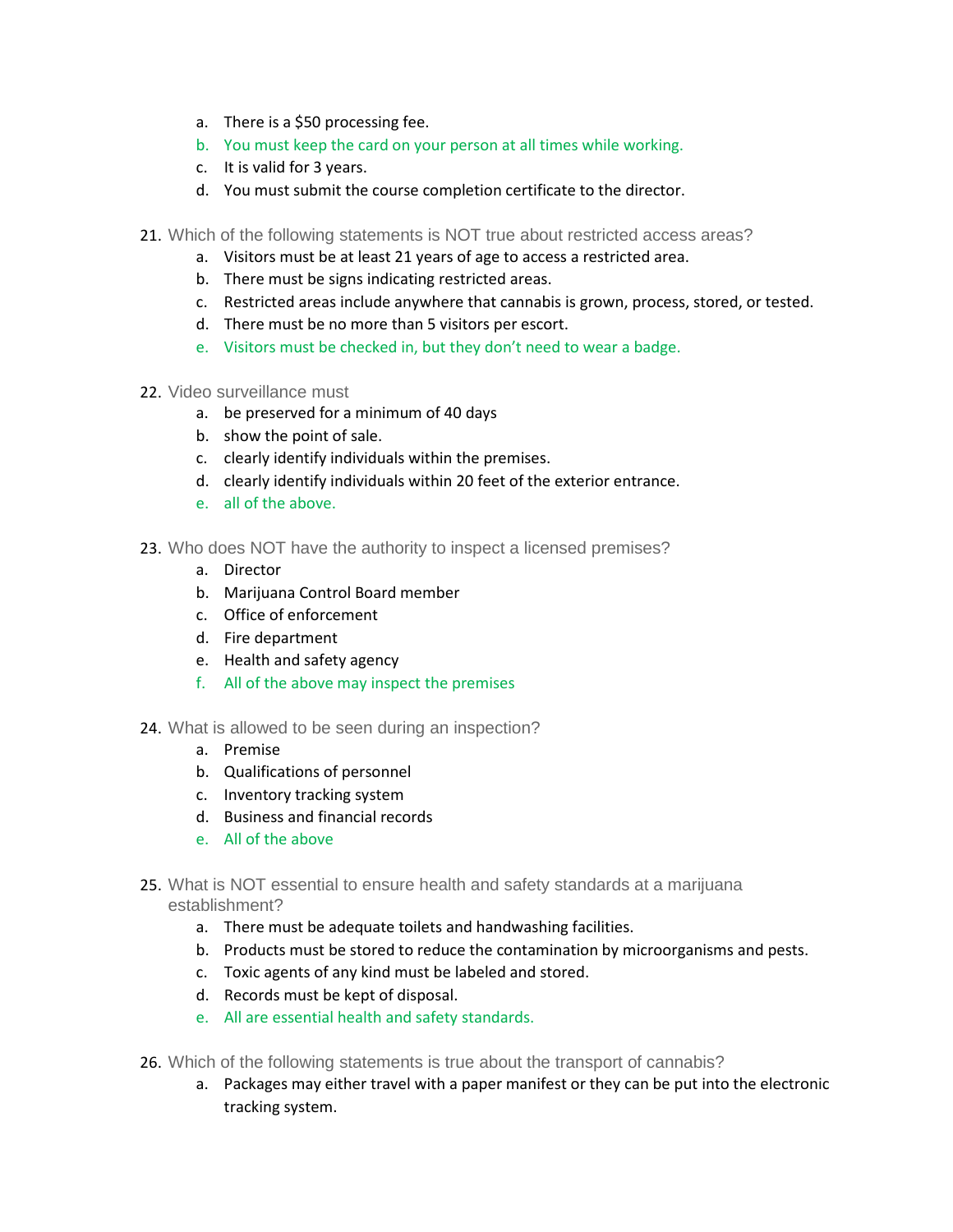a. There is a $50 processing fee.
b. You must keep the card on your person at all times while working.
c. It is valid for 3 years.
d. You must submit the course completion certificate to the director.

21. Which of the following statements is NOT true about restricted access areas?
    a. Visitors must be at least 21 years of age to access a restricted area.
    b. There must be signs indicating restricted areas.
    c. Restricted areas include anywhere that cannabis is grown, process, stored, or tested.
    d. There must be no more than 5 visitors per escort.
    e. Visitors must be checked in, but they don't need to wear a badge.

22. Video surveillance must
    a. be preserved for a minimum of 40 days
    b. show the point of sale.
    c. clearly identify individuals within the premises.
    d. clearly identify individuals within 20 feet of the exterior entrance.
    e. all of the above.

23. Who does NOT have the authority to inspect a licensed premises?
    a. Director
    b. Marijuana Control Board member
    c. Office of enforcement
    d. Fire department
    e. Health and safety agency
    f. All of the above may inspect the premises

24. What is allowed to be seen during an inspection?
    a. Premise
    b. Qualifications of personnel
    c. Inventory tracking system
    d. Business and financial records
    e. All of the above

25. What is NOT essential to ensure health and safety standards at a marijuana establishment?
    a. There must be adequate toilets and handwashing facilities.
    b. Products must be stored to reduce the contamination by microorganisms and pests.
    c. Toxic agents of any kind must be labeled and stored.
    d. Records must be kept of disposal.
    e. All are essential health and safety standards.

26. Which of the following statements is true about the transport of cannabis?
    a. Packages may either travel with a paper manifest or they can be put into the electronic tracking system.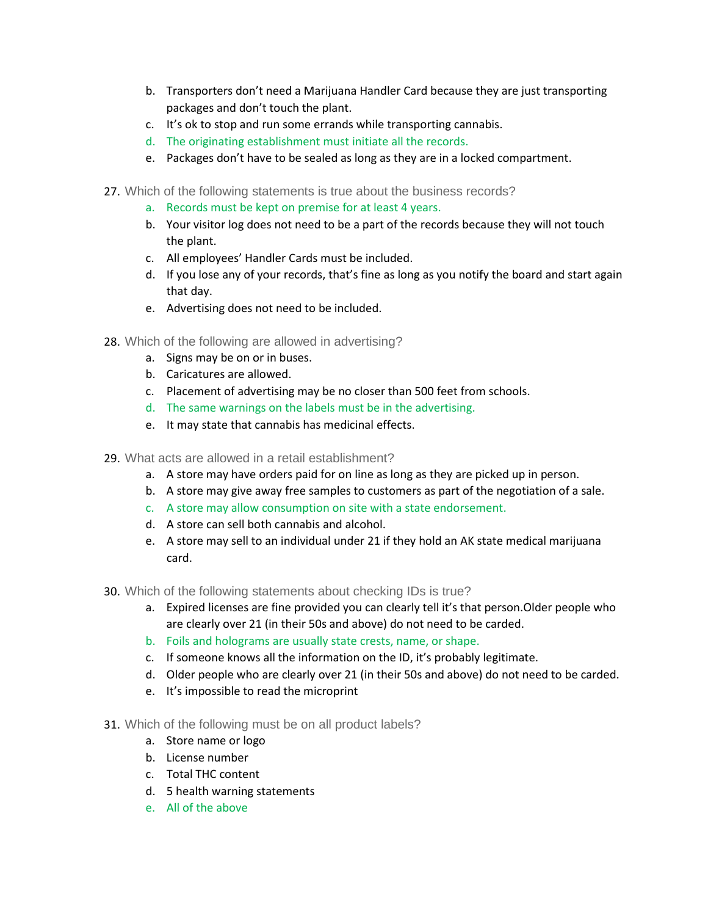b. Transporters don't need a Marijuana Handler Card because they are just transporting packages and don't touch the plant.
c. It's ok to stop and run some errands while transporting cannabis.
d. The originating establishment must initiate all the records.
e. Packages don't have to be sealed as long as they are in a locked compartment.

27. Which of the following statements is true about the business records?
    a. Records must be kept on premise for at least 4 years.
    b. Your visitor log does not need to be a part of the records because they will not touch the plant.
    c. All employees' Handler Cards must be included.
    d. If you lose any of your records, that's fine as long as you notify the board and start again that day.
    e. Advertising does not need to be included.

28. Which of the following are allowed in advertising?
    a. Signs may be on or in buses.
    b. Caricatures are allowed.
    c. Placement of advertising may be no closer than 500 feet from schools.
    d. The same warnings on the labels must be in the advertising.
    e. It may state that cannabis has medicinal effects.

29. What acts are allowed in a retail establishment?
    a. A store may have orders paid for on line as long as they are picked up in person.
    b. A store may give away free samples to customers as part of the negotiation of a sale.
    c. A store may allow consumption on site with a state endorsement.
    d. A store can sell both cannabis and alcohol.
    e. A store may sell to an individual under 21 if they hold an AK state medical marijuana card.

30. Which of the following statements about checking IDs is true?
    a. Expired licenses are fine provided you can clearly tell it's that person.Older people who are clearly over 21 (in their 50s and above) do not need to be carded.
    b. Foils and holograms are usually state crests, name, or shape.
    c. If someone knows all the information on the ID, it's probably legitimate.
    d. Older people who are clearly over 21 (in their 50s and above) do not need to be carded.
    e. It's impossible to read the microprint

31. Which of the following must be on all product labels?
    a. Store name or logo
    b. License number
    c. Total THC content
    d. 5 health warning statements
    e. All of the above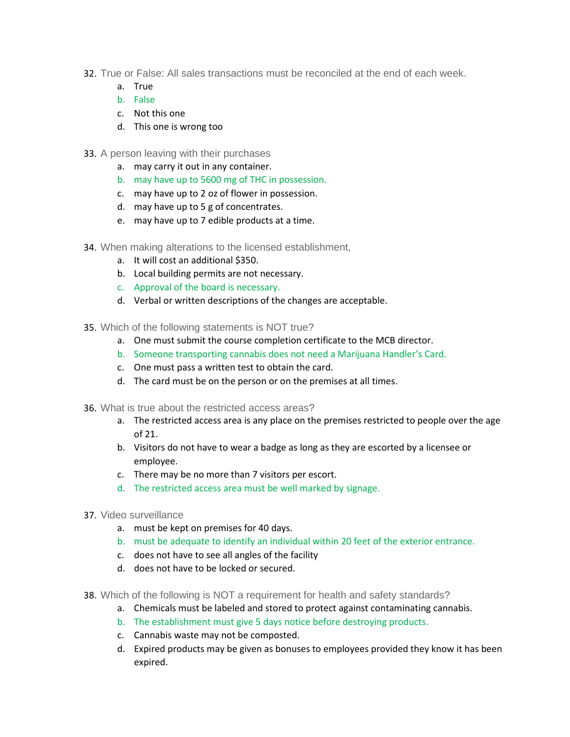32. True or False: All sales transactions must be reconciled at the end of each week.
    a. True
    b. False
    c. Not this one
    d. This one is wrong too

33. A person leaving with their purchases
    a. may carry it out in any container.
    b. may have up to 5600 mg of THC in possession.
    c. may have up to 2 oz of flower in possession.
    d. may have up to 5 g of concentrates.
    e. may have up to 7 edible products at a time.

34. When making alterations to the licensed establishment,
    a. It will cost an additional $350.
    b. Local building permits are not necessary.
    c. Approval of the board is necessary.
    d. Verbal or written descriptions of the changes are acceptable.

35. Which of the following statements is NOT true?
    a. One must submit the course completion certificate to the MCB director.
    b. Someone transporting cannabis does not need a Marijuana Handler's Card.
    c. One must pass a written test to obtain the card.
    d. The card must be on the person or on the premises at all times.

36. What is true about the restricted access areas?
    a. The restricted access area is any place on the premises restricted to people over the age of 21.
    b. Visitors do not have to wear a badge as long as they are escorted by a licensee or employee.
    c. There may be no more than 7 visitors per escort.
    d. The restricted access area must be well marked by signage.

37. Video surveillance
    a. must be kept on premises for 40 days.
    b. must be adequate to identify an individual within 20 feet of the exterior entrance.
    c. does not have to see all angles of the facility
    d. does not have to be locked or secured.

38. Which of the following is NOT a requirement for health and safety standards?
    a. Chemicals must be labeled and stored to protect against contaminating cannabis.
    b. The establishment must give 5 days notice before destroying products.
    c. Cannabis waste may not be composted.
    d. Expired products may be given as bonuses to employees provided they know it has been expired.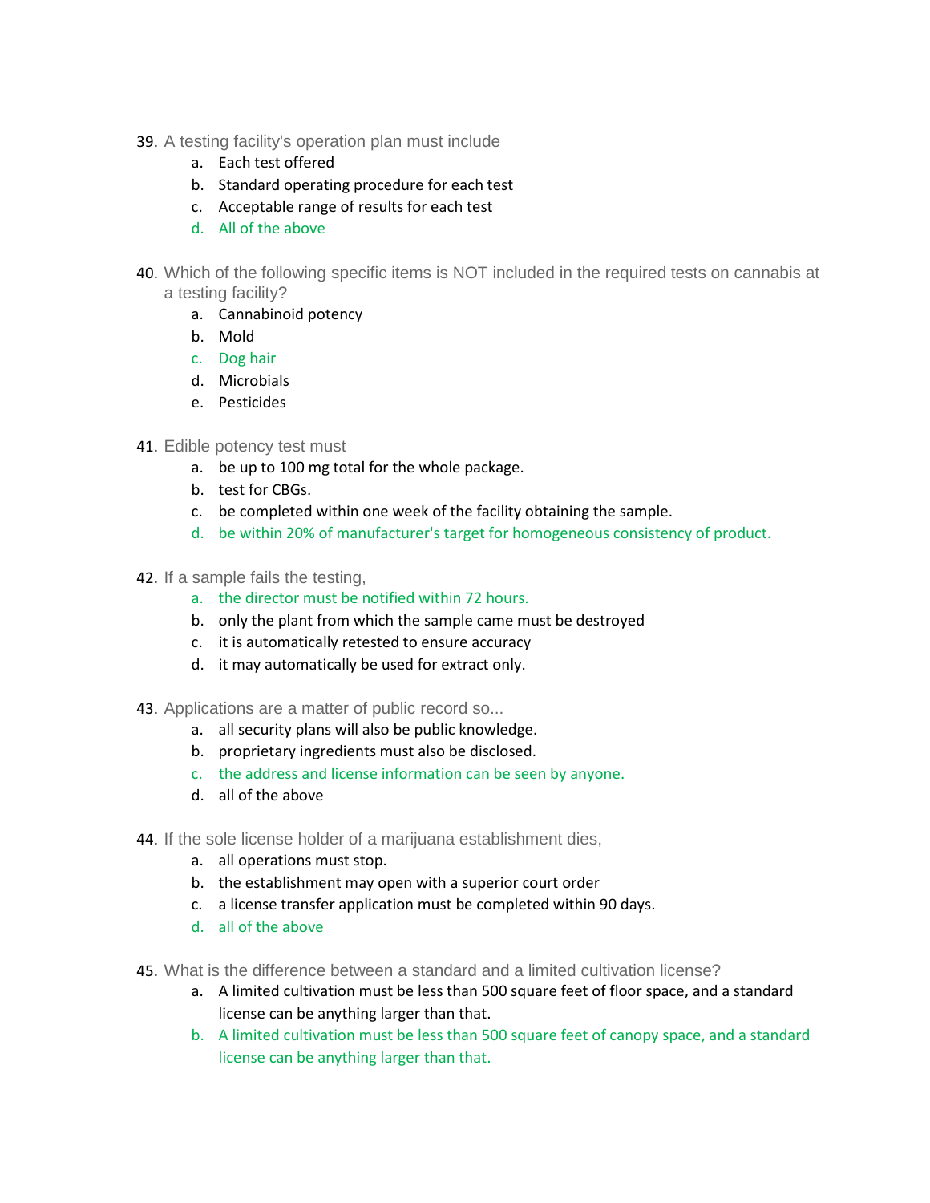39. A testing facility's operation plan must include
    a. Each test offered
    b. Standard operating procedure for each test
    c. Acceptable range of results for each test
    d. All of the above

40. Which of the following specific items is NOT included in the required tests on cannabis at a testing facility?
    a. Cannabinoid potency
    b. Mold
    c. Dog hair
    d. Microbials
    e. Pesticides

41. Edible potency test must
    a. be up to 100 mg total for the whole package.
    b. test for CBGs.
    c. be completed within one week of the facility obtaining the sample.
    d. be within 20% of manufacturer's target for homogeneous consistency of product.

42. If a sample fails the testing,
    a. the director must be notified within 72 hours.
    b. only the plant from which the sample came must be destroyed
    c. it is automatically retested to ensure accuracy
    d. it may automatically be used for extract only.

43. Applications are a matter of public record so...
    a. all security plans will also be public knowledge.
    b. proprietary ingredients must also be disclosed.
    c. the address and license information can be seen by anyone.
    d. all of the above

44. If the sole license holder of a marijuana establishment dies,
    a. all operations must stop.
    b. the establishment may open with a superior court order
    c. a license transfer application must be completed within 90 days.
    d. all of the above

45. What is the difference between a standard and a limited cultivation license?
    a. A limited cultivation must be less than 500 square feet of floor space, and a standard license can be anything larger than that.
    b. A limited cultivation must be less than 500 square feet of canopy space, and a standard license can be anything larger than that.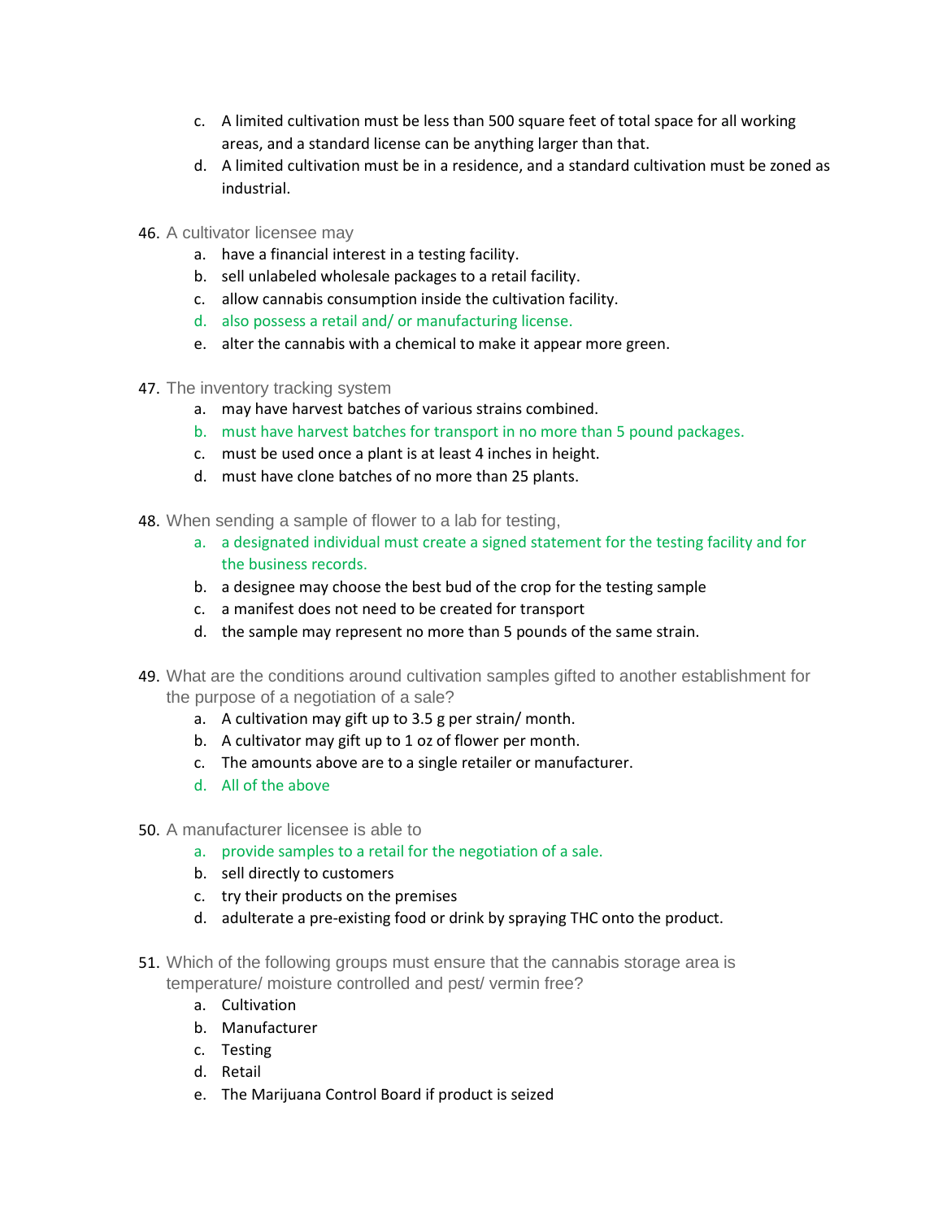c. A limited cultivation must be less than 500 square feet of total space for all working areas, and a standard license can be anything larger than that.
d. A limited cultivation must be in a residence, and a standard cultivation must be zoned as industrial.

46. A cultivator licensee may
    a. have a financial interest in a testing facility.
    b. sell unlabeled wholesale packages to a retail facility.
    c. allow cannabis consumption inside the cultivation facility.
    d. also possess a retail and/ or manufacturing license.
    e. alter the cannabis with a chemical to make it appear more green.

47. The inventory tracking system
    a. may have harvest batches of various strains combined.
    b. must have harvest batches for transport in no more than 5 pound packages.
    c. must be used once a plant is at least 4 inches in height.
    d. must have clone batches of no more than 25 plants.

48. When sending a sample of flower to a lab for testing,
    a. a designated individual must create a signed statement for the testing facility and for the business records.
    b. a designee may choose the best bud of the crop for the testing sample
    c. a manifest does not need to be created for transport
    d. the sample may represent no more than 5 pounds of the same strain.

49. What are the conditions around cultivation samples gifted to another establishment for the purpose of a negotiation of a sale?
    a. A cultivation may gift up to 3.5 g per strain/ month.
    b. A cultivator may gift up to 1 oz of flower per month.
    c. The amounts above are to a single retailer or manufacturer.
    d. All of the above

50. A manufacturer licensee is able to
    a. provide samples to a retail for the negotiation of a sale.
    b. sell directly to customers
    c. try their products on the premises
    d. adulterate a pre-existing food or drink by spraying THC onto the product.

51. Which of the following groups must ensure that the cannabis storage area is temperature/ moisture controlled and pest/ vermin free?
    a. Cultivation
    b. Manufacturer
    c. Testing
    d. Retail
    e. The Marijuana Control Board if product is seized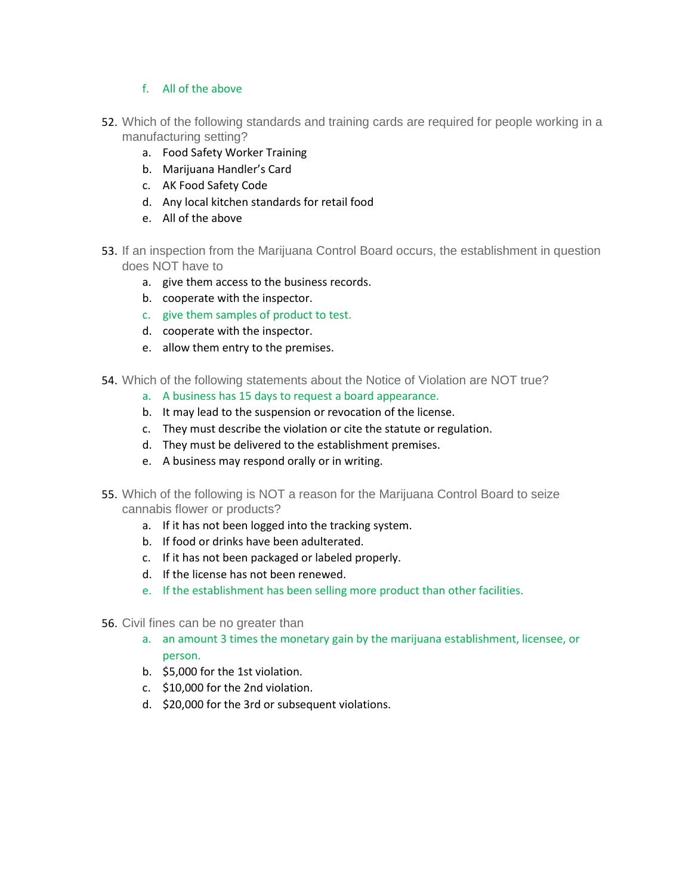f. All of the above

52. Which of the following standards and training cards are required for people working in a manufacturing setting?
    a. Food Safety Worker Training
    b. Marijuana Handler's Card
    c. AK Food Safety Code
    d. Any local kitchen standards for retail food
    e. All of the above

53. If an inspection from the Marijuana Control Board occurs, the establishment in question does NOT have to
    a. give them access to the business records.
    b. cooperate with the inspector.
    c. give them samples of product to test.
    d. cooperate with the inspector.
    e. allow them entry to the premises.

54. Which of the following statements about the Notice of Violation are NOT true?
    a. A business has 15 days to request a board appearance.
    b. It may lead to the suspension or revocation of the license.
    c. They must describe the violation or cite the statute or regulation.
    d. They must be delivered to the establishment premises.
    e. A business may respond orally or in writing.

55. Which of the following is NOT a reason for the Marijuana Control Board to seize cannabis flower or products?
    a. If it has not been logged into the tracking system.
    b. If food or drinks have been adulterated.
    c. If it has not been packaged or labeled properly.
    d. If the license has not been renewed.
    e. If the establishment has been selling more product than other facilities.

56. Civil fines can be no greater than
    a. an amount 3 times the monetary gain by the marijuana establishment, licensee, or person.
    b. $5,000 for the 1st violation.
    c. $10,000 for the 2nd violation.
    d. $20,000 for the 3rd or subsequent violations.